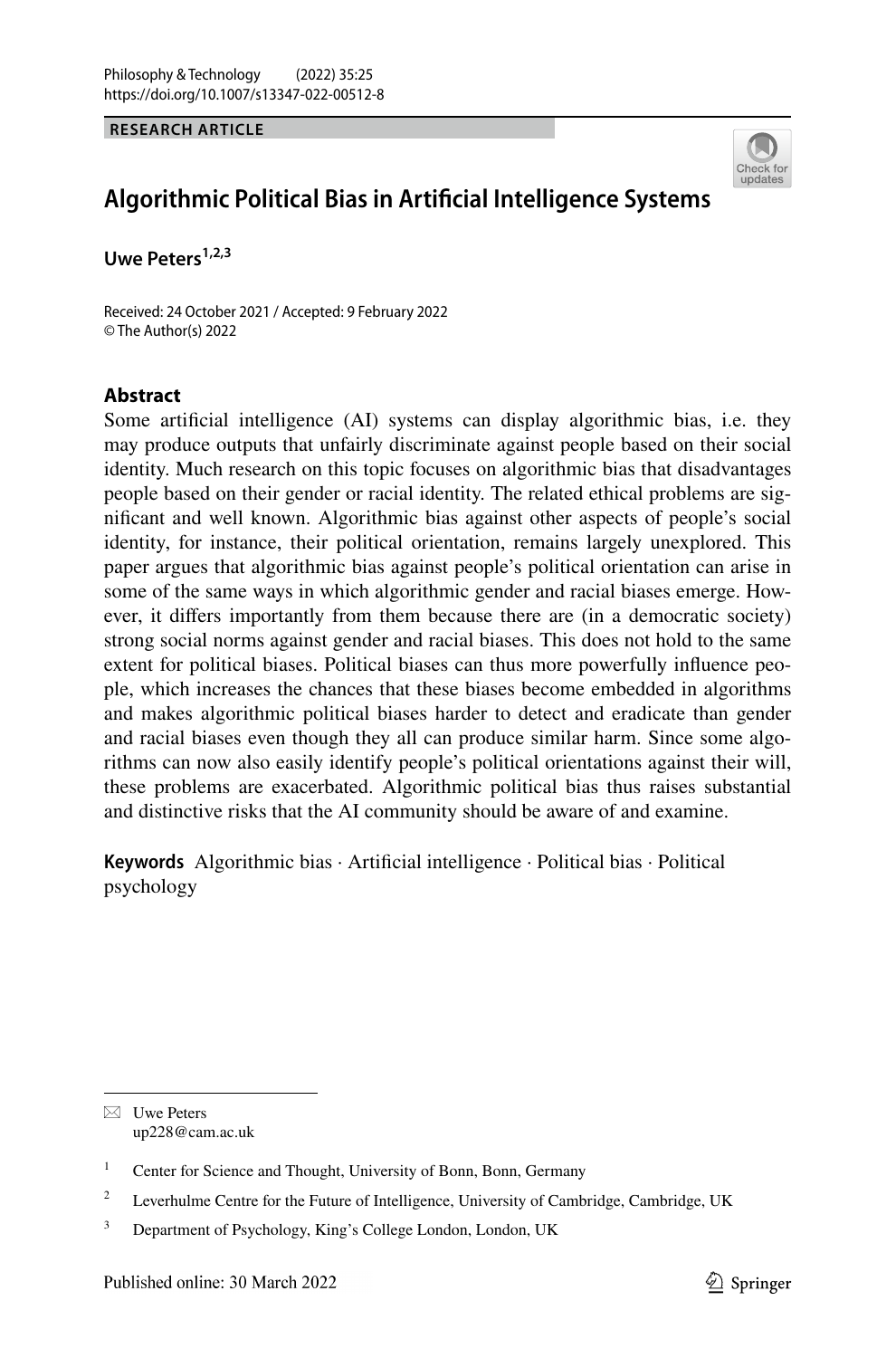RESEARCH ARTICLE

# Algorithmic Political Bias in Artificial Intelligence Systems

**Uwe Peters**[1,2,3]

Received: 24 October 2021 / Accepted: 9 February 2022
© The Author(s) 2022

## Abstract

Some artificial intelligence (AI) systems can display algorithmic bias, i.e. they may produce outputs that unfairly discriminate against people based on their social identity. Much research on this topic focuses on algorithmic bias that disadvantages people based on their gender or racial identity. The related ethical problems are significant and well known. Algorithmic bias against other aspects of people's social identity, for instance, their political orientation, remains largely unexplored. This paper argues that algorithmic bias against people's political orientation can arise in some of the same ways in which algorithmic gender and racial biases emerge. However, it differs importantly from them because there are (in a democratic society) strong social norms against gender and racial biases. This does not hold to the same extent for political biases. Political biases can thus more powerfully influence people, which increases the chances that these biases become embedded in algorithms and makes algorithmic political biases harder to detect and eradicate than gender and racial biases even though they all can produce similar harm. Since some algorithms can now also easily identify people's political orientations against their will, these problems are exacerbated. Algorithmic political bias thus raises substantial and distinctive risks that the AI community should be aware of and examine.

**Keywords** Algorithmic bias · Artificial intelligence · Political bias · Political psychology

---

✉ Uwe Peters
up228@cam.ac.uk

[1] Center for Science and Thought, University of Bonn, Bonn, Germany

[2] Leverhulme Centre for the Future of Intelligence, University of Cambridge, Cambridge, UK

[3] Department of Psychology, King's College London, London, UK

Published online: 30 March 2022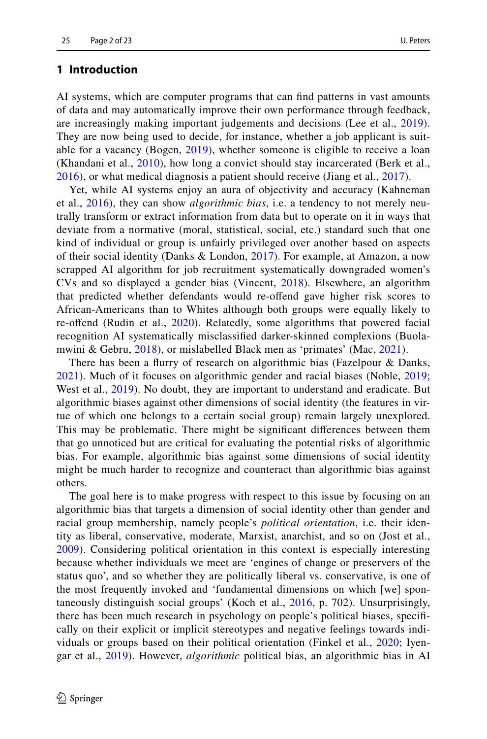## 1 Introduction

AI systems, which are computer programs that can find patterns in vast amounts of data and may automatically improve their own performance through feedback, are increasingly making important judgements and decisions (Lee et al., 2019). They are now being used to decide, for instance, whether a job applicant is suitable for a vacancy (Bogen, 2019), whether someone is eligible to receive a loan (Khandani et al., 2010), how long a convict should stay incarcerated (Berk et al., 2016), or what medical diagnosis a patient should receive (Jiang et al., 2017).

Yet, while AI systems enjoy an aura of objectivity and accuracy (Kahneman et al., 2016), they can show *algorithmic bias*, i.e. a tendency to not merely neutrally transform or extract information from data but to operate on it in ways that deviate from a normative (moral, statistical, social, etc.) standard such that one kind of individual or group is unfairly privileged over another based on aspects of their social identity (Danks & London, 2017). For example, at Amazon, a now scrapped AI algorithm for job recruitment systematically downgraded women's CVs and so displayed a gender bias (Vincent, 2018). Elsewhere, an algorithm that predicted whether defendants would re-offend gave higher risk scores to African-Americans than to Whites although both groups were equally likely to re-offend (Rudin et al., 2020). Relatedly, some algorithms that powered facial recognition AI systematically misclassified darker-skinned complexions (Buolamwini & Gebru, 2018), or mislabelled Black men as 'primates' (Mac, 2021).

There has been a flurry of research on algorithmic bias (Fazelpour & Danks, 2021). Much of it focuses on algorithmic gender and racial biases (Noble, 2019; West et al., 2019). No doubt, they are important to understand and eradicate. But algorithmic biases against other dimensions of social identity (the features in virtue of which one belongs to a certain social group) remain largely unexplored. This may be problematic. There might be significant differences between them that go unnoticed but are critical for evaluating the potential risks of algorithmic bias. For example, algorithmic bias against some dimensions of social identity might be much harder to recognize and counteract than algorithmic bias against others.

The goal here is to make progress with respect to this issue by focusing on an algorithmic bias that targets a dimension of social identity other than gender and racial group membership, namely people's *political orientation*, i.e. their identity as liberal, conservative, moderate, Marxist, anarchist, and so on (Jost et al., 2009). Considering political orientation in this context is especially interesting because whether individuals we meet are 'engines of change or preservers of the status quo', and so whether they are politically liberal vs. conservative, is one of the most frequently invoked and 'fundamental dimensions on which [we] spontaneously distinguish social groups' (Koch et al., 2016, p. 702). Unsurprisingly, there has been much research in psychology on people's political biases, specifically on their explicit or implicit stereotypes and negative feelings towards individuals or groups based on their political orientation (Finkel et al., 2020; Iyengar et al., 2019). However, *algorithmic* political bias, an algorithmic bias in AI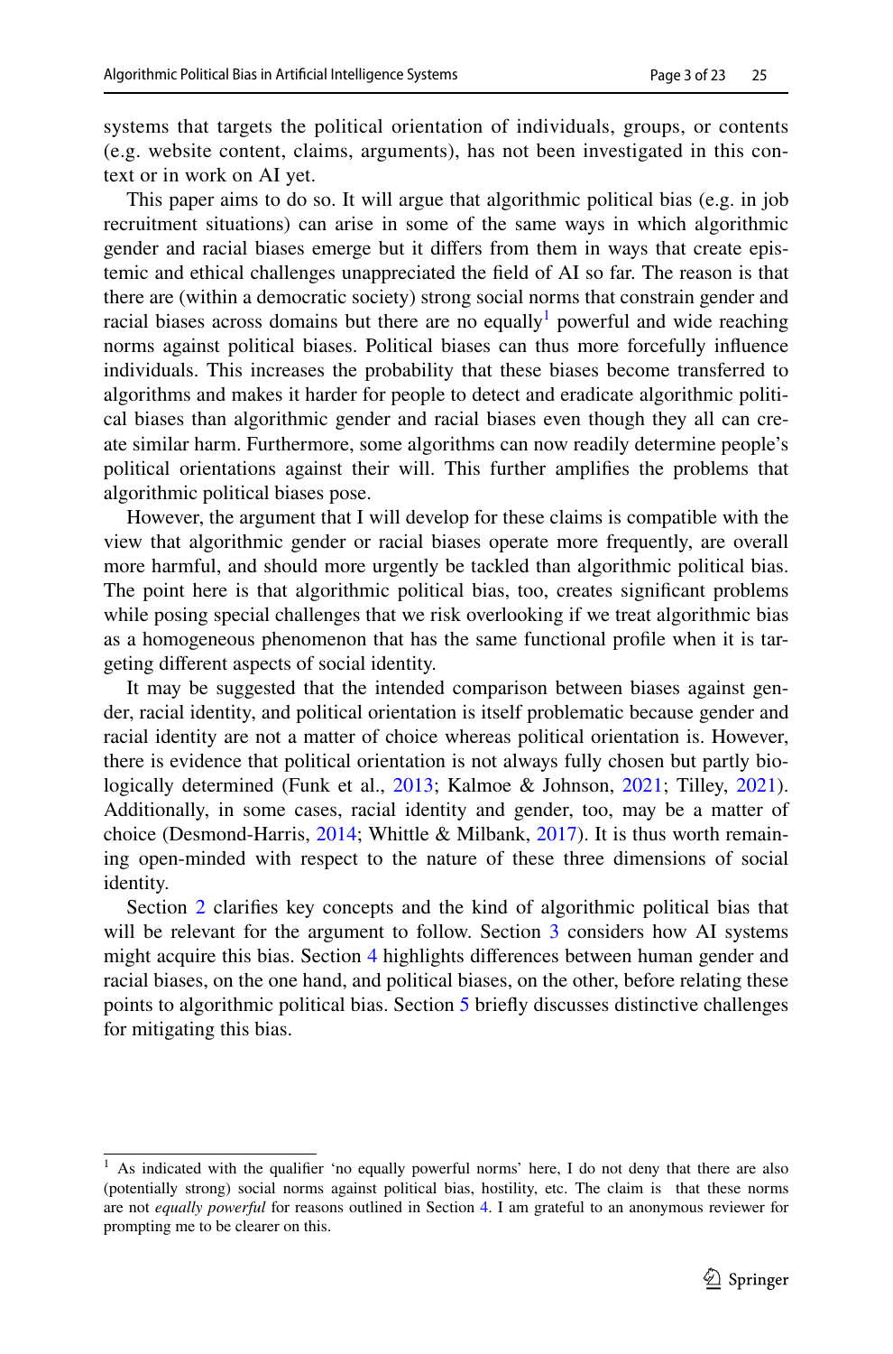systems that targets the political orientation of individuals, groups, or contents (e.g. website content, claims, arguments), has not been investigated in this context or in work on AI yet.

This paper aims to do so. It will argue that algorithmic political bias (e.g. in job recruitment situations) can arise in some of the same ways in which algorithmic gender and racial biases emerge but it differs from them in ways that create epistemic and ethical challenges unappreciated the field of AI so far. The reason is that there are (within a democratic society) strong social norms that constrain gender and racial biases across domains but there are no equally[1] powerful and wide reaching norms against political biases. Political biases can thus more forcefully influence individuals. This increases the probability that these biases become transferred to algorithms and makes it harder for people to detect and eradicate algorithmic political biases than algorithmic gender and racial biases even though they all can create similar harm. Furthermore, some algorithms can now readily determine people's political orientations against their will. This further amplifies the problems that algorithmic political biases pose.

However, the argument that I will develop for these claims is compatible with the view that algorithmic gender or racial biases operate more frequently, are overall more harmful, and should more urgently be tackled than algorithmic political bias. The point here is that algorithmic political bias, too, creates significant problems while posing special challenges that we risk overlooking if we treat algorithmic bias as a homogeneous phenomenon that has the same functional profile when it is targeting different aspects of social identity.

It may be suggested that the intended comparison between biases against gender, racial identity, and political orientation is itself problematic because gender and racial identity are not a matter of choice whereas political orientation is. However, there is evidence that political orientation is not always fully chosen but partly biologically determined (Funk et al., 2013; Kalmoe & Johnson, 2021; Tilley, 2021). Additionally, in some cases, racial identity and gender, too, may be a matter of choice (Desmond-Harris, 2014; Whittle & Milbank, 2017). It is thus worth remaining open-minded with respect to the nature of these three dimensions of social identity.

Section 2 clarifies key concepts and the kind of algorithmic political bias that will be relevant for the argument to follow. Section 3 considers how AI systems might acquire this bias. Section 4 highlights differences between human gender and racial biases, on the one hand, and political biases, on the other, before relating these points to algorithmic political bias. Section 5 briefly discusses distinctive challenges for mitigating this bias.

---

[1] As indicated with the qualifier 'no equally powerful norms' here, I do not deny that there are also (potentially strong) social norms against political bias, hostility, etc. The claim is that these norms are not *equally powerful* for reasons outlined in Section 4. I am grateful to an anonymous reviewer for prompting me to be clearer on this.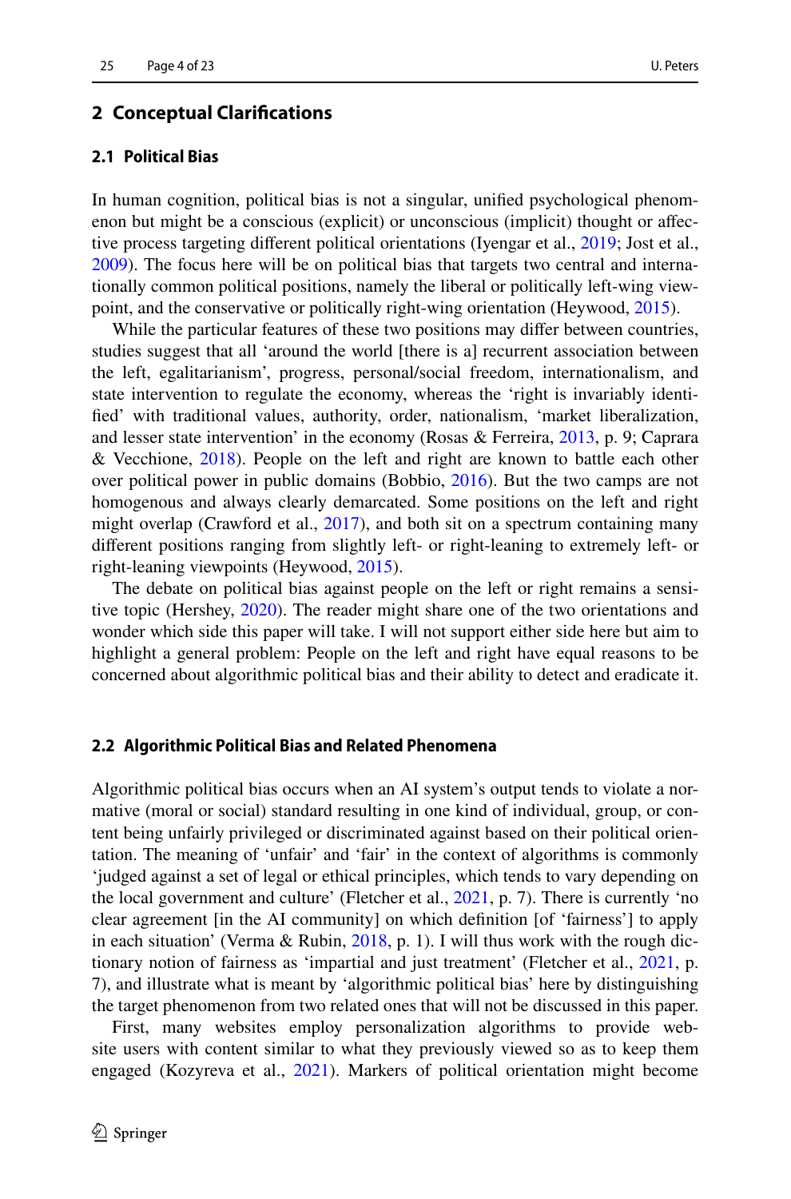## 2 Conceptual Clarifications

### 2.1 Political Bias

In human cognition, political bias is not a singular, unified psychological phenomenon but might be a conscious (explicit) or unconscious (implicit) thought or affective process targeting different political orientations (Iyengar et al., 2019; Jost et al., 2009). The focus here will be on political bias that targets two central and internationally common political positions, namely the liberal or politically left-wing viewpoint, and the conservative or politically right-wing orientation (Heywood, 2015).

While the particular features of these two positions may differ between countries, studies suggest that all 'around the world [there is a] recurrent association between the left, egalitarianism', progress, personal/social freedom, internationalism, and state intervention to regulate the economy, whereas the 'right is invariably identified' with traditional values, authority, order, nationalism, 'market liberalization, and lesser state intervention' in the economy (Rosas & Ferreira, 2013, p. 9; Caprara & Vecchione, 2018). People on the left and right are known to battle each other over political power in public domains (Bobbio, 2016). But the two camps are not homogenous and always clearly demarcated. Some positions on the left and right might overlap (Crawford et al., 2017), and both sit on a spectrum containing many different positions ranging from slightly left- or right-leaning to extremely left- or right-leaning viewpoints (Heywood, 2015).

The debate on political bias against people on the left or right remains a sensitive topic (Hershey, 2020). The reader might share one of the two orientations and wonder which side this paper will take. I will not support either side here but aim to highlight a general problem: People on the left and right have equal reasons to be concerned about algorithmic political bias and their ability to detect and eradicate it.

### 2.2 Algorithmic Political Bias and Related Phenomena

Algorithmic political bias occurs when an AI system's output tends to violate a normative (moral or social) standard resulting in one kind of individual, group, or content being unfairly privileged or discriminated against based on their political orientation. The meaning of 'unfair' and 'fair' in the context of algorithms is commonly 'judged against a set of legal or ethical principles, which tends to vary depending on the local government and culture' (Fletcher et al., 2021, p. 7). There is currently 'no clear agreement [in the AI community] on which definition [of 'fairness'] to apply in each situation' (Verma & Rubin, 2018, p. 1). I will thus work with the rough dictionary notion of fairness as 'impartial and just treatment' (Fletcher et al., 2021, p. 7), and illustrate what is meant by 'algorithmic political bias' here by distinguishing the target phenomenon from two related ones that will not be discussed in this paper.

First, many websites employ personalization algorithms to provide website users with content similar to what they previously viewed so as to keep them engaged (Kozyreva et al., 2021). Markers of political orientation might become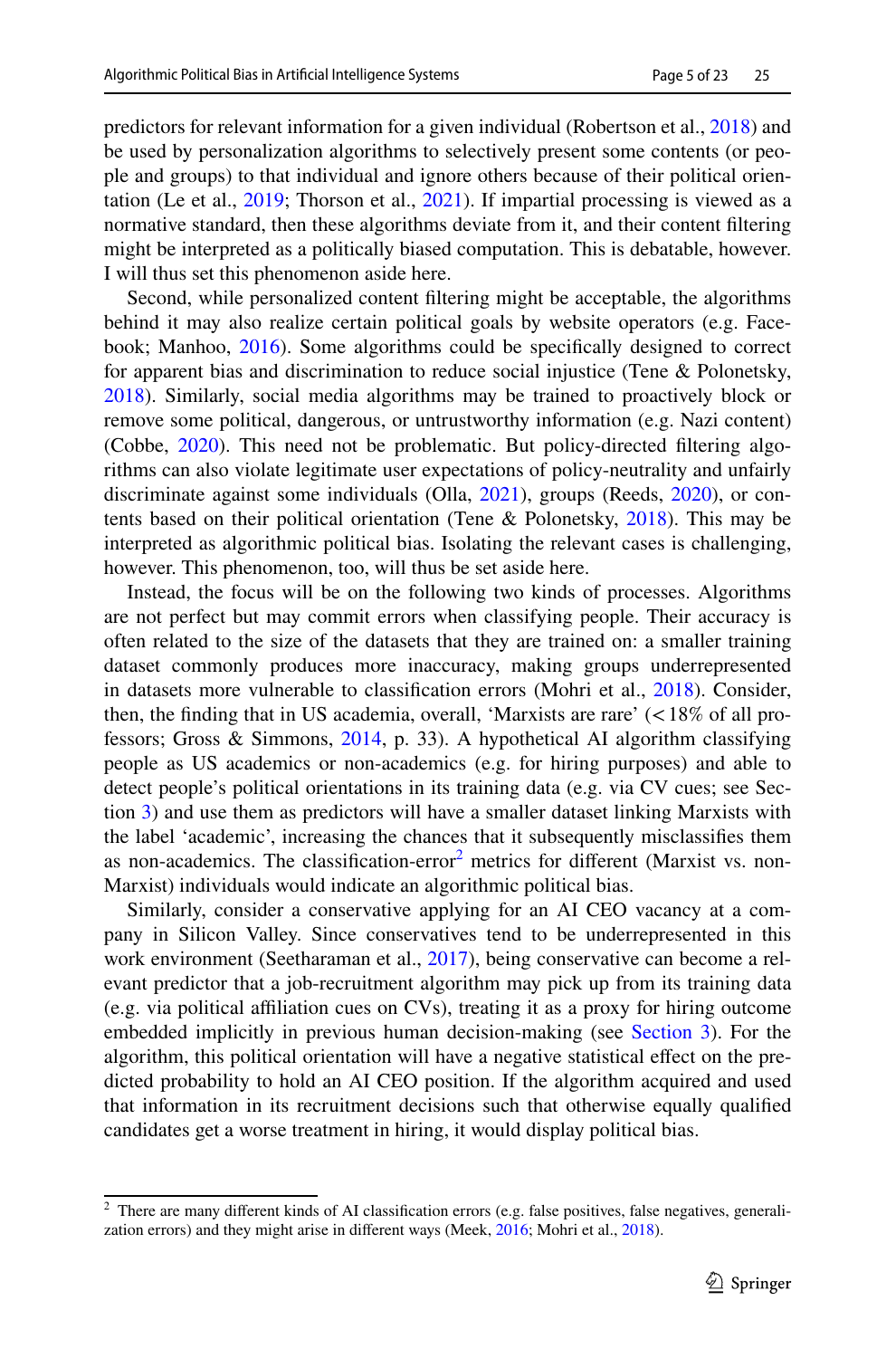predictors for relevant information for a given individual (Robertson et al., 2018) and be used by personalization algorithms to selectively present some contents (or people and groups) to that individual and ignore others because of their political orientation (Le et al., 2019; Thorson et al., 2021). If impartial processing is viewed as a normative standard, then these algorithms deviate from it, and their content filtering might be interpreted as a politically biased computation. This is debatable, however. I will thus set this phenomenon aside here.

Second, while personalized content filtering might be acceptable, the algorithms behind it may also realize certain political goals by website operators (e.g. Facebook; Manhoo, 2016). Some algorithms could be specifically designed to correct for apparent bias and discrimination to reduce social injustice (Tene & Polonetsky, 2018). Similarly, social media algorithms may be trained to proactively block or remove some political, dangerous, or untrustworthy information (e.g. Nazi content) (Cobbe, 2020). This need not be problematic. But policy-directed filtering algorithms can also violate legitimate user expectations of policy-neutrality and unfairly discriminate against some individuals (Olla, 2021), groups (Reeds, 2020), or contents based on their political orientation (Tene & Polonetsky, 2018). This may be interpreted as algorithmic political bias. Isolating the relevant cases is challenging, however. This phenomenon, too, will thus be set aside here.

Instead, the focus will be on the following two kinds of processes. Algorithms are not perfect but may commit errors when classifying people. Their accuracy is often related to the size of the datasets that they are trained on: a smaller training dataset commonly produces more inaccuracy, making groups underrepresented in datasets more vulnerable to classification errors (Mohri et al., 2018). Consider, then, the finding that in US academia, overall, 'Marxists are rare' (< 18% of all professors; Gross & Simmons, 2014, p. 33). A hypothetical AI algorithm classifying people as US academics or non-academics (e.g. for hiring purposes) and able to detect people's political orientations in its training data (e.g. via CV cues; see Section 3) and use them as predictors will have a smaller dataset linking Marxists with the label 'academic', increasing the chances that it subsequently misclassifies them as non-academics. The classification-error[2] metrics for different (Marxist vs. non-Marxist) individuals would indicate an algorithmic political bias.

Similarly, consider a conservative applying for an AI CEO vacancy at a company in Silicon Valley. Since conservatives tend to be underrepresented in this work environment (Seetharaman et al., 2017), being conservative can become a relevant predictor that a job-recruitment algorithm may pick up from its training data (e.g. via political affiliation cues on CVs), treating it as a proxy for hiring outcome embedded implicitly in previous human decision-making (see Section 3). For the algorithm, this political orientation will have a negative statistical effect on the predicted probability to hold an AI CEO position. If the algorithm acquired and used that information in its recruitment decisions such that otherwise equally qualified candidates get a worse treatment in hiring, it would display political bias.

[2] There are many different kinds of AI classification errors (e.g. false positives, false negatives, generalization errors) and they might arise in different ways (Meek, 2016; Mohri et al., 2018).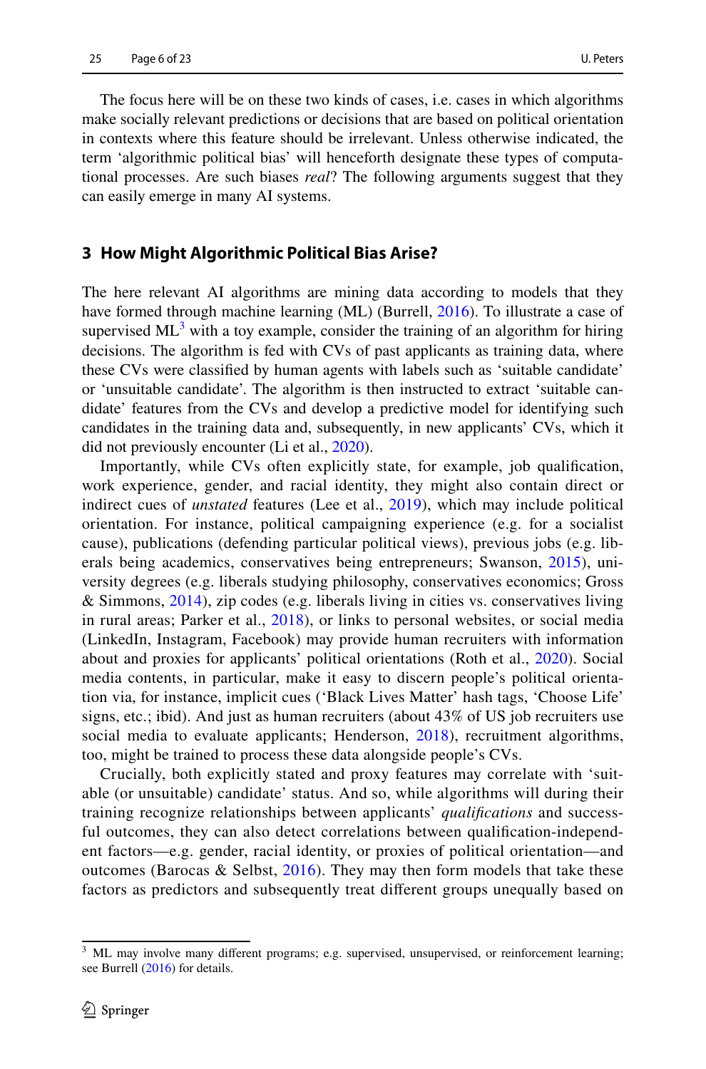The focus here will be on these two kinds of cases, i.e. cases in which algorithms make socially relevant predictions or decisions that are based on political orientation in contexts where this feature should be irrelevant. Unless otherwise indicated, the term 'algorithmic political bias' will henceforth designate these types of computational processes. Are such biases *real*? The following arguments suggest that they can easily emerge in many AI systems.

## 3 How Might Algorithmic Political Bias Arise?

The here relevant AI algorithms are mining data according to models that they have formed through machine learning (ML) (Burrell, 2016). To illustrate a case of supervised ML[3] with a toy example, consider the training of an algorithm for hiring decisions. The algorithm is fed with CVs of past applicants as training data, where these CVs were classified by human agents with labels such as 'suitable candidate' or 'unsuitable candidate'. The algorithm is then instructed to extract 'suitable candidate' features from the CVs and develop a predictive model for identifying such candidates in the training data and, subsequently, in new applicants' CVs, which it did not previously encounter (Li et al., 2020).

Importantly, while CVs often explicitly state, for example, job qualification, work experience, gender, and racial identity, they might also contain direct or indirect cues of *unstated* features (Lee et al., 2019), which may include political orientation. For instance, political campaigning experience (e.g. for a socialist cause), publications (defending particular political views), previous jobs (e.g. liberals being academics, conservatives being entrepreneurs; Swanson, 2015), university degrees (e.g. liberals studying philosophy, conservatives economics; Gross & Simmons, 2014), zip codes (e.g. liberals living in cities vs. conservatives living in rural areas; Parker et al., 2018), or links to personal websites, or social media (LinkedIn, Instagram, Facebook) may provide human recruiters with information about and proxies for applicants' political orientations (Roth et al., 2020). Social media contents, in particular, make it easy to discern people's political orientation via, for instance, implicit cues ('Black Lives Matter' hash tags, 'Choose Life' signs, etc.; ibid). And just as human recruiters (about 43% of US job recruiters use social media to evaluate applicants; Henderson, 2018), recruitment algorithms, too, might be trained to process these data alongside people's CVs.

Crucially, both explicitly stated and proxy features may correlate with 'suitable (or unsuitable) candidate' status. And so, while algorithms will during their training recognize relationships between applicants' *qualifications* and successful outcomes, they can also detect correlations between qualification-independent factors—e.g. gender, racial identity, or proxies of political orientation—and outcomes (Barocas & Selbst, 2016). They may then form models that take these factors as predictors and subsequently treat different groups unequally based on

---

[3] ML may involve many different programs; e.g. supervised, unsupervised, or reinforcement learning; see Burrell (2016) for details.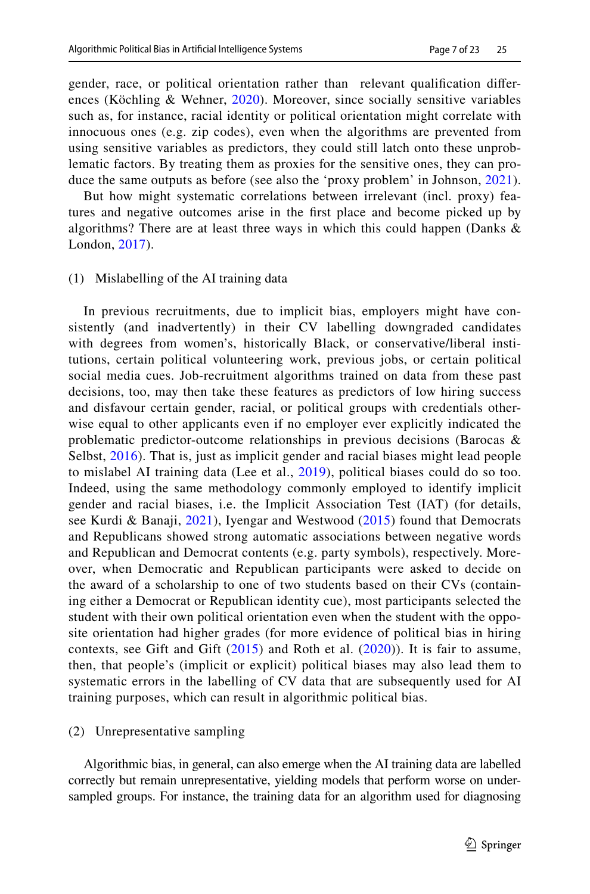gender, race, or political orientation rather than relevant qualification differences (Köchling & Wehner, 2020). Moreover, since socially sensitive variables such as, for instance, racial identity or political orientation might correlate with innocuous ones (e.g. zip codes), even when the algorithms are prevented from using sensitive variables as predictors, they could still latch onto these unproblematic factors. By treating them as proxies for the sensitive ones, they can produce the same outputs as before (see also the 'proxy problem' in Johnson, 2021).

But how might systematic correlations between irrelevant (incl. proxy) features and negative outcomes arise in the first place and become picked up by algorithms? There are at least three ways in which this could happen (Danks & London, 2017).

(1) Mislabelling of the AI training data

In previous recruitments, due to implicit bias, employers might have consistently (and inadvertently) in their CV labelling downgraded candidates with degrees from women's, historically Black, or conservative/liberal institutions, certain political volunteering work, previous jobs, or certain political social media cues. Job-recruitment algorithms trained on data from these past decisions, too, may then take these features as predictors of low hiring success and disfavour certain gender, racial, or political groups with credentials otherwise equal to other applicants even if no employer ever explicitly indicated the problematic predictor-outcome relationships in previous decisions (Barocas & Selbst, 2016). That is, just as implicit gender and racial biases might lead people to mislabel AI training data (Lee et al., 2019), political biases could do so too. Indeed, using the same methodology commonly employed to identify implicit gender and racial biases, i.e. the Implicit Association Test (IAT) (for details, see Kurdi & Banaji, 2021), Iyengar and Westwood (2015) found that Democrats and Republicans showed strong automatic associations between negative words and Republican and Democrat contents (e.g. party symbols), respectively. Moreover, when Democratic and Republican participants were asked to decide on the award of a scholarship to one of two students based on their CVs (containing either a Democrat or Republican identity cue), most participants selected the student with their own political orientation even when the student with the opposite orientation had higher grades (for more evidence of political bias in hiring contexts, see Gift and Gift (2015) and Roth et al. (2020)). It is fair to assume, then, that people's (implicit or explicit) political biases may also lead them to systematic errors in the labelling of CV data that are subsequently used for AI training purposes, which can result in algorithmic political bias.

(2) Unrepresentative sampling

Algorithmic bias, in general, can also emerge when the AI training data are labelled correctly but remain unrepresentative, yielding models that perform worse on undersampled groups. For instance, the training data for an algorithm used for diagnosing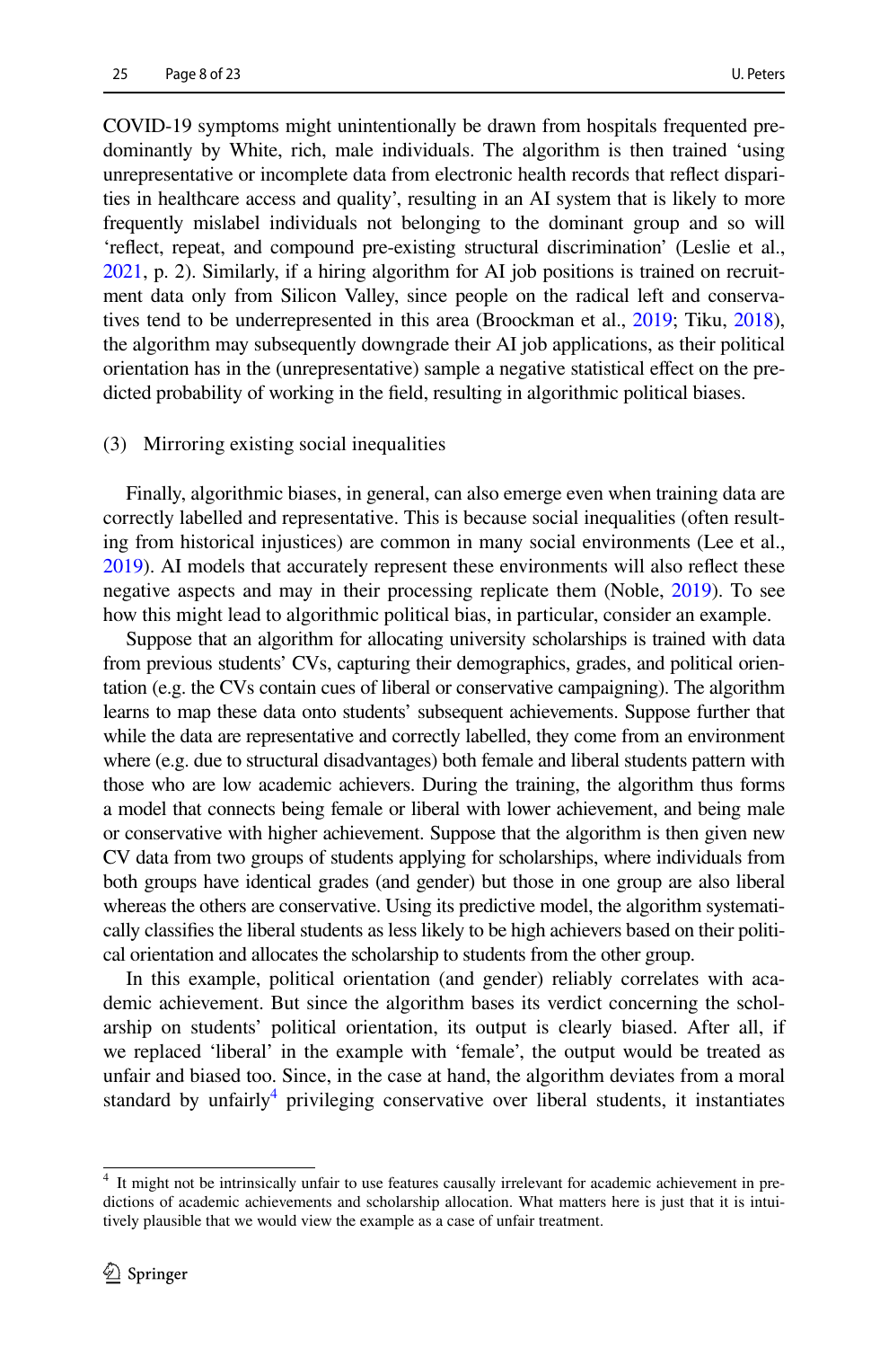COVID-19 symptoms might unintentionally be drawn from hospitals frequented predominantly by White, rich, male individuals. The algorithm is then trained 'using unrepresentative or incomplete data from electronic health records that reflect disparities in healthcare access and quality', resulting in an AI system that is likely to more frequently mislabel individuals not belonging to the dominant group and so will 'reflect, repeat, and compound pre-existing structural discrimination' (Leslie et al., 2021, p. 2). Similarly, if a hiring algorithm for AI job positions is trained on recruitment data only from Silicon Valley, since people on the radical left and conservatives tend to be underrepresented in this area (Broockman et al., 2019; Tiku, 2018), the algorithm may subsequently downgrade their AI job applications, as their political orientation has in the (unrepresentative) sample a negative statistical effect on the predicted probability of working in the field, resulting in algorithmic political biases.

(3) Mirroring existing social inequalities

Finally, algorithmic biases, in general, can also emerge even when training data are correctly labelled and representative. This is because social inequalities (often resulting from historical injustices) are common in many social environments (Lee et al., 2019). AI models that accurately represent these environments will also reflect these negative aspects and may in their processing replicate them (Noble, 2019). To see how this might lead to algorithmic political bias, in particular, consider an example.

Suppose that an algorithm for allocating university scholarships is trained with data from previous students' CVs, capturing their demographics, grades, and political orientation (e.g. the CVs contain cues of liberal or conservative campaigning). The algorithm learns to map these data onto students' subsequent achievements. Suppose further that while the data are representative and correctly labelled, they come from an environment where (e.g. due to structural disadvantages) both female and liberal students pattern with those who are low academic achievers. During the training, the algorithm thus forms a model that connects being female or liberal with lower achievement, and being male or conservative with higher achievement. Suppose that the algorithm is then given new CV data from two groups of students applying for scholarships, where individuals from both groups have identical grades (and gender) but those in one group are also liberal whereas the others are conservative. Using its predictive model, the algorithm systematically classifies the liberal students as less likely to be high achievers based on their political orientation and allocates the scholarship to students from the other group.

In this example, political orientation (and gender) reliably correlates with academic achievement. But since the algorithm bases its verdict concerning the scholarship on students' political orientation, its output is clearly biased. After all, if we replaced 'liberal' in the example with 'female', the output would be treated as unfair and biased too. Since, in the case at hand, the algorithm deviates from a moral standard by unfairly[4] privileging conservative over liberal students, it instantiates

---

[4] It might not be intrinsically unfair to use features causally irrelevant for academic achievement in predictions of academic achievements and scholarship allocation. What matters here is just that it is intuitively plausible that we would view the example as a case of unfair treatment.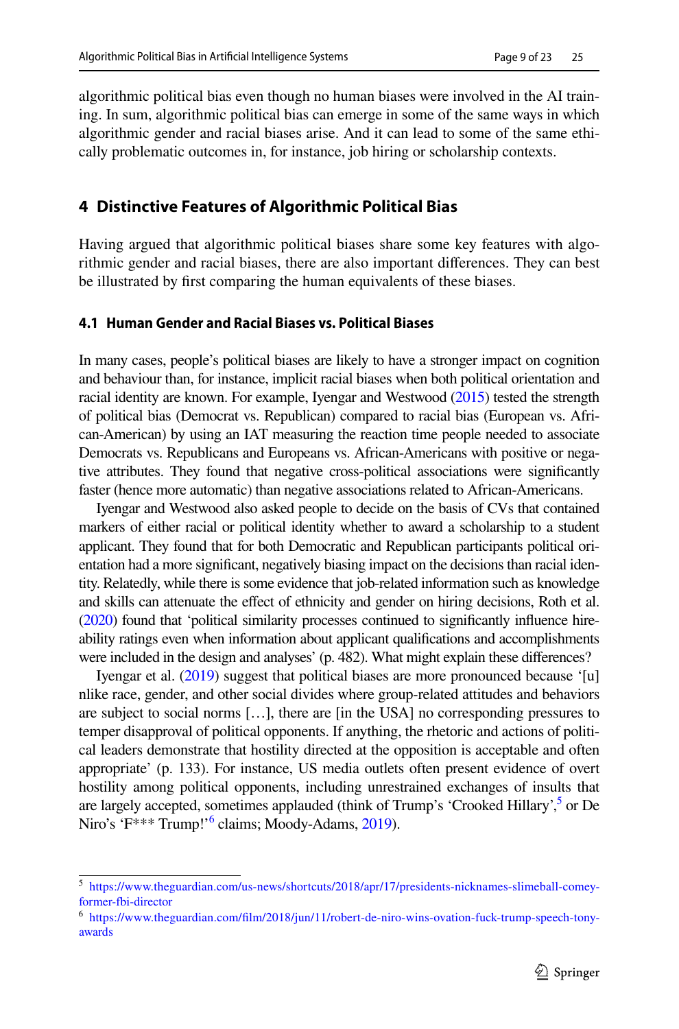algorithmic political bias even though no human biases were involved in the AI training. In sum, algorithmic political bias can emerge in some of the same ways in which algorithmic gender and racial biases arise. And it can lead to some of the same ethically problematic outcomes in, for instance, job hiring or scholarship contexts.

## 4 Distinctive Features of Algorithmic Political Bias

Having argued that algorithmic political biases share some key features with algorithmic gender and racial biases, there are also important differences. They can best be illustrated by first comparing the human equivalents of these biases.

### 4.1 Human Gender and Racial Biases vs. Political Biases

In many cases, people's political biases are likely to have a stronger impact on cognition and behaviour than, for instance, implicit racial biases when both political orientation and racial identity are known. For example, Iyengar and Westwood (2015) tested the strength of political bias (Democrat vs. Republican) compared to racial bias (European vs. African-American) by using an IAT measuring the reaction time people needed to associate Democrats vs. Republicans and Europeans vs. African-Americans with positive or negative attributes. They found that negative cross-political associations were significantly faster (hence more automatic) than negative associations related to African-Americans.

Iyengar and Westwood also asked people to decide on the basis of CVs that contained markers of either racial or political identity whether to award a scholarship to a student applicant. They found that for both Democratic and Republican participants political orientation had a more significant, negatively biasing impact on the decisions than racial identity. Relatedly, while there is some evidence that job-related information such as knowledge and skills can attenuate the effect of ethnicity and gender on hiring decisions, Roth et al. (2020) found that 'political similarity processes continued to significantly influence hireability ratings even when information about applicant qualifications and accomplishments were included in the design and analyses' (p. 482). What might explain these differences?

Iyengar et al. (2019) suggest that political biases are more pronounced because '[u]nlike race, gender, and other social divides where group-related attitudes and behaviors are subject to social norms […], there are [in the USA] no corresponding pressures to temper disapproval of political opponents. If anything, the rhetoric and actions of political leaders demonstrate that hostility directed at the opposition is acceptable and often appropriate' (p. 133). For instance, US media outlets often present evidence of overt hostility among political opponents, including unrestrained exchanges of insults that are largely accepted, sometimes applauded (think of Trump's 'Crooked Hillary',[5] or De Niro's 'F*** Trump!'[6] claims; Moody-Adams, 2019).

---

[5] https://www.theguardian.com/us-news/shortcuts/2018/apr/17/presidents-nicknames-slimeball-comey-former-fbi-director

[6] https://www.theguardian.com/film/2018/jun/11/robert-de-niro-wins-ovation-fuck-trump-speech-tony-awards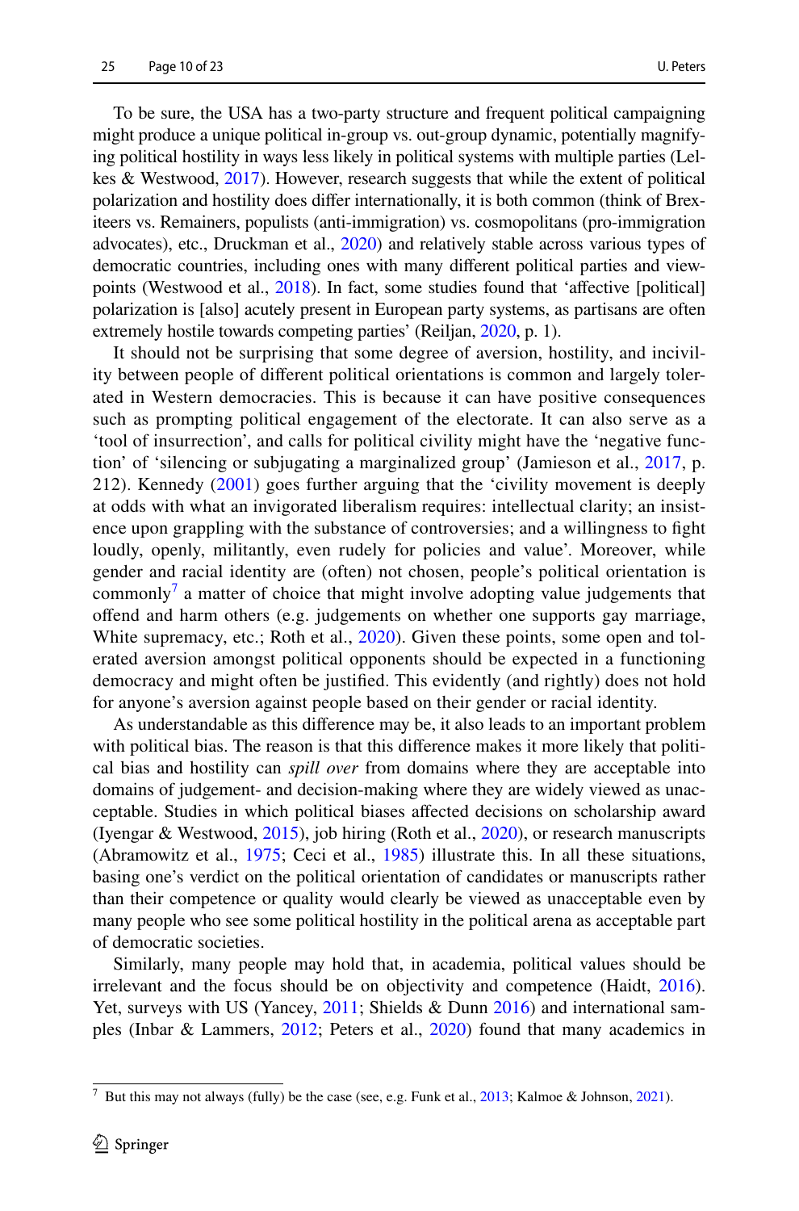To be sure, the USA has a two-party structure and frequent political campaigning might produce a unique political in-group vs. out-group dynamic, potentially magnifying political hostility in ways less likely in political systems with multiple parties (Lelkes & Westwood, 2017). However, research suggests that while the extent of political polarization and hostility does differ internationally, it is both common (think of Brexiteers vs. Remainers, populists (anti-immigration) vs. cosmopolitans (pro-immigration advocates), etc., Druckman et al., 2020) and relatively stable across various types of democratic countries, including ones with many different political parties and viewpoints (Westwood et al., 2018). In fact, some studies found that 'affective [political] polarization is [also] acutely present in European party systems, as partisans are often extremely hostile towards competing parties' (Reiljan, 2020, p. 1).

It should not be surprising that some degree of aversion, hostility, and incivility between people of different political orientations is common and largely tolerated in Western democracies. This is because it can have positive consequences such as prompting political engagement of the electorate. It can also serve as a 'tool of insurrection', and calls for political civility might have the 'negative function' of 'silencing or subjugating a marginalized group' (Jamieson et al., 2017, p. 212). Kennedy (2001) goes further arguing that the 'civility movement is deeply at odds with what an invigorated liberalism requires: intellectual clarity; an insistence upon grappling with the substance of controversies; and a willingness to fight loudly, openly, militantly, even rudely for policies and value'. Moreover, while gender and racial identity are (often) not chosen, people's political orientation is commonly[7] a matter of choice that might involve adopting value judgements that offend and harm others (e.g. judgements on whether one supports gay marriage, White supremacy, etc.; Roth et al., 2020). Given these points, some open and tolerated aversion amongst political opponents should be expected in a functioning democracy and might often be justified. This evidently (and rightly) does not hold for anyone's aversion against people based on their gender or racial identity.

As understandable as this difference may be, it also leads to an important problem with political bias. The reason is that this difference makes it more likely that political bias and hostility can *spill over* from domains where they are acceptable into domains of judgement- and decision-making where they are widely viewed as unacceptable. Studies in which political biases affected decisions on scholarship award (Iyengar & Westwood, 2015), job hiring (Roth et al., 2020), or research manuscripts (Abramowitz et al., 1975; Ceci et al., 1985) illustrate this. In all these situations, basing one's verdict on the political orientation of candidates or manuscripts rather than their competence or quality would clearly be viewed as unacceptable even by many people who see some political hostility in the political arena as acceptable part of democratic societies.

Similarly, many people may hold that, in academia, political values should be irrelevant and the focus should be on objectivity and competence (Haidt, 2016). Yet, surveys with US (Yancey, 2011; Shields & Dunn 2016) and international samples (Inbar & Lammers, 2012; Peters et al., 2020) found that many academics in

[7] But this may not always (fully) be the case (see, e.g. Funk et al., 2013; Kalmoe & Johnson, 2021).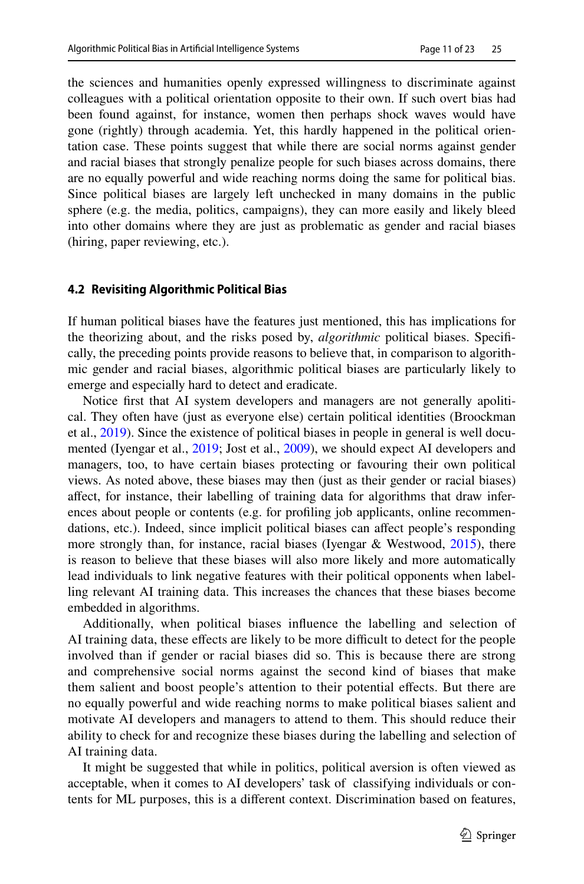the sciences and humanities openly expressed willingness to discriminate against colleagues with a political orientation opposite to their own. If such overt bias had been found against, for instance, women then perhaps shock waves would have gone (rightly) through academia. Yet, this hardly happened in the political orientation case. These points suggest that while there are social norms against gender and racial biases that strongly penalize people for such biases across domains, there are no equally powerful and wide reaching norms doing the same for political bias. Since political biases are largely left unchecked in many domains in the public sphere (e.g. the media, politics, campaigns), they can more easily and likely bleed into other domains where they are just as problematic as gender and racial biases (hiring, paper reviewing, etc.).

### 4.2 Revisiting Algorithmic Political Bias

If human political biases have the features just mentioned, this has implications for the theorizing about, and the risks posed by, *algorithmic* political biases. Specifically, the preceding points provide reasons to believe that, in comparison to algorithmic gender and racial biases, algorithmic political biases are particularly likely to emerge and especially hard to detect and eradicate.

Notice first that AI system developers and managers are not generally apolitical. They often have (just as everyone else) certain political identities (Broockman et al., 2019). Since the existence of political biases in people in general is well documented (Iyengar et al., 2019; Jost et al., 2009), we should expect AI developers and managers, too, to have certain biases protecting or favouring their own political views. As noted above, these biases may then (just as their gender or racial biases) affect, for instance, their labelling of training data for algorithms that draw inferences about people or contents (e.g. for profiling job applicants, online recommendations, etc.). Indeed, since implicit political biases can affect people's responding more strongly than, for instance, racial biases (Iyengar & Westwood, 2015), there is reason to believe that these biases will also more likely and more automatically lead individuals to link negative features with their political opponents when labelling relevant AI training data. This increases the chances that these biases become embedded in algorithms.

Additionally, when political biases influence the labelling and selection of AI training data, these effects are likely to be more difficult to detect for the people involved than if gender or racial biases did so. This is because there are strong and comprehensive social norms against the second kind of biases that make them salient and boost people's attention to their potential effects. But there are no equally powerful and wide reaching norms to make political biases salient and motivate AI developers and managers to attend to them. This should reduce their ability to check for and recognize these biases during the labelling and selection of AI training data.

It might be suggested that while in politics, political aversion is often viewed as acceptable, when it comes to AI developers' task of classifying individuals or contents for ML purposes, this is a different context. Discrimination based on features,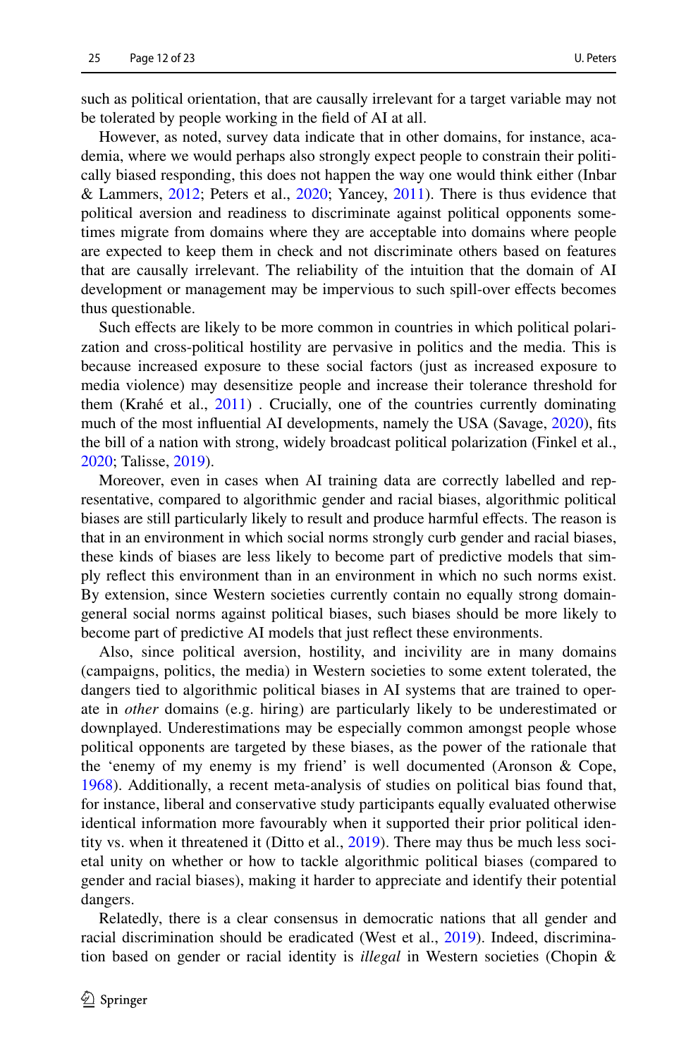such as political orientation, that are causally irrelevant for a target variable may not be tolerated by people working in the field of AI at all.

However, as noted, survey data indicate that in other domains, for instance, academia, where we would perhaps also strongly expect people to constrain their politically biased responding, this does not happen the way one would think either (Inbar & Lammers, 2012; Peters et al., 2020; Yancey, 2011). There is thus evidence that political aversion and readiness to discriminate against political opponents sometimes migrate from domains where they are acceptable into domains where people are expected to keep them in check and not discriminate others based on features that are causally irrelevant. The reliability of the intuition that the domain of AI development or management may be impervious to such spill-over effects becomes thus questionable.

Such effects are likely to be more common in countries in which political polarization and cross-political hostility are pervasive in politics and the media. This is because increased exposure to these social factors (just as increased exposure to media violence) may desensitize people and increase their tolerance threshold for them (Krahé et al., 2011) . Crucially, one of the countries currently dominating much of the most influential AI developments, namely the USA (Savage, 2020), fits the bill of a nation with strong, widely broadcast political polarization (Finkel et al., 2020; Talisse, 2019).

Moreover, even in cases when AI training data are correctly labelled and representative, compared to algorithmic gender and racial biases, algorithmic political biases are still particularly likely to result and produce harmful effects. The reason is that in an environment in which social norms strongly curb gender and racial biases, these kinds of biases are less likely to become part of predictive models that simply reflect this environment than in an environment in which no such norms exist. By extension, since Western societies currently contain no equally strong domain-general social norms against political biases, such biases should be more likely to become part of predictive AI models that just reflect these environments.

Also, since political aversion, hostility, and incivility are in many domains (campaigns, politics, the media) in Western societies to some extent tolerated, the dangers tied to algorithmic political biases in AI systems that are trained to operate in *other* domains (e.g. hiring) are particularly likely to be underestimated or downplayed. Underestimations may be especially common amongst people whose political opponents are targeted by these biases, as the power of the rationale that the 'enemy of my enemy is my friend' is well documented (Aronson & Cope, 1968). Additionally, a recent meta-analysis of studies on political bias found that, for instance, liberal and conservative study participants equally evaluated otherwise identical information more favourably when it supported their prior political identity vs. when it threatened it (Ditto et al., 2019). There may thus be much less societal unity on whether or how to tackle algorithmic political biases (compared to gender and racial biases), making it harder to appreciate and identify their potential dangers.

Relatedly, there is a clear consensus in democratic nations that all gender and racial discrimination should be eradicated (West et al., 2019). Indeed, discrimination based on gender or racial identity is *illegal* in Western societies (Chopin &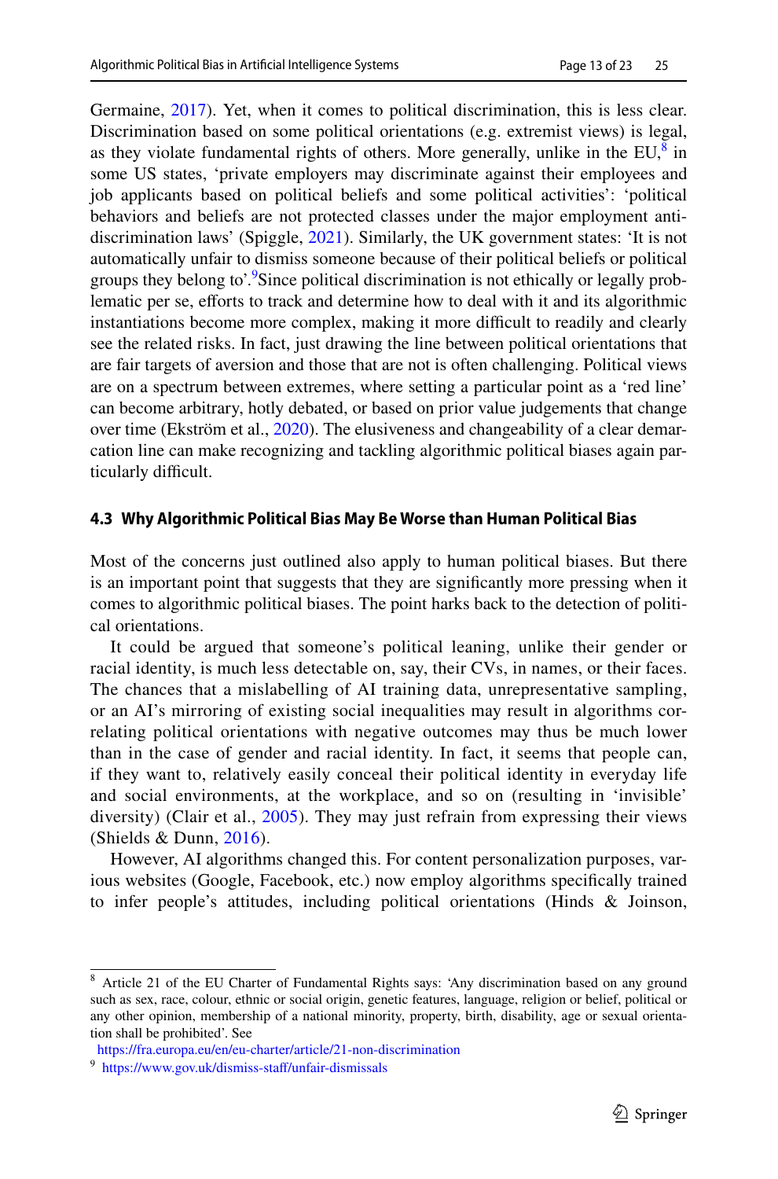Germaine, 2017). Yet, when it comes to political discrimination, this is less clear. Discrimination based on some political orientations (e.g. extremist views) is legal, as they violate fundamental rights of others. More generally, unlike in the EU,[8] in some US states, 'private employers may discriminate against their employees and job applicants based on political beliefs and some political activities': 'political behaviors and beliefs are not protected classes under the major employment anti-discrimination laws' (Spiggle, 2021). Similarly, the UK government states: 'It is not automatically unfair to dismiss someone because of their political beliefs or political groups they belong to'.[9] Since political discrimination is not ethically or legally problematic per se, efforts to track and determine how to deal with it and its algorithmic instantiations become more complex, making it more difficult to readily and clearly see the related risks. In fact, just drawing the line between political orientations that are fair targets of aversion and those that are not is often challenging. Political views are on a spectrum between extremes, where setting a particular point as a 'red line' can become arbitrary, hotly debated, or based on prior value judgements that change over time (Ekström et al., 2020). The elusiveness and changeability of a clear demarcation line can make recognizing and tackling algorithmic political biases again particularly difficult.

### 4.3 Why Algorithmic Political Bias May Be Worse than Human Political Bias

Most of the concerns just outlined also apply to human political biases. But there is an important point that suggests that they are significantly more pressing when it comes to algorithmic political biases. The point harks back to the detection of political orientations.

It could be argued that someone's political leaning, unlike their gender or racial identity, is much less detectable on, say, their CVs, in names, or their faces. The chances that a mislabelling of AI training data, unrepresentative sampling, or an AI's mirroring of existing social inequalities may result in algorithms correlating political orientations with negative outcomes may thus be much lower than in the case of gender and racial identity. In fact, it seems that people can, if they want to, relatively easily conceal their political identity in everyday life and social environments, at the workplace, and so on (resulting in 'invisible' diversity) (Clair et al., 2005). They may just refrain from expressing their views (Shields & Dunn, 2016).

However, AI algorithms changed this. For content personalization purposes, various websites (Google, Facebook, etc.) now employ algorithms specifically trained to infer people's attitudes, including political orientations (Hinds & Joinson,

---

[8] Article 21 of the EU Charter of Fundamental Rights says: 'Any discrimination based on any ground such as sex, race, colour, ethnic or social origin, genetic features, language, religion or belief, political or any other opinion, membership of a national minority, property, birth, disability, age or sexual orientation shall be prohibited'. See https://fra.europa.eu/en/eu-charter/article/21-non-discrimination

[9] https://www.gov.uk/dismiss-staff/unfair-dismissals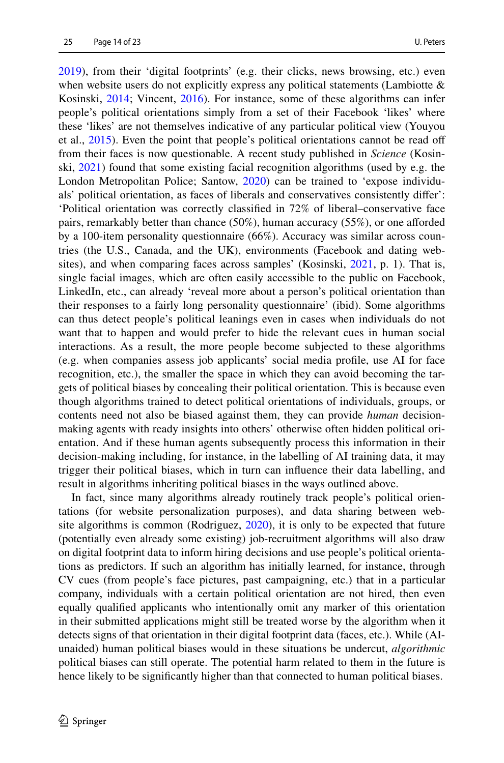2019), from their 'digital footprints' (e.g. their clicks, news browsing, etc.) even when website users do not explicitly express any political statements (Lambiotte & Kosinski, 2014; Vincent, 2016). For instance, some of these algorithms can infer people's political orientations simply from a set of their Facebook 'likes' where these 'likes' are not themselves indicative of any particular political view (Youyou et al., 2015). Even the point that people's political orientations cannot be read off from their faces is now questionable. A recent study published in *Science* (Kosinski, 2021) found that some existing facial recognition algorithms (used by e.g. the London Metropolitan Police; Santow, 2020) can be trained to 'expose individuals' political orientation, as faces of liberals and conservatives consistently differ': 'Political orientation was correctly classified in 72% of liberal–conservative face pairs, remarkably better than chance (50%), human accuracy (55%), or one afforded by a 100-item personality questionnaire (66%). Accuracy was similar across countries (the U.S., Canada, and the UK), environments (Facebook and dating websites), and when comparing faces across samples' (Kosinski, 2021, p. 1). That is, single facial images, which are often easily accessible to the public on Facebook, LinkedIn, etc., can already 'reveal more about a person's political orientation than their responses to a fairly long personality questionnaire' (ibid). Some algorithms can thus detect people's political leanings even in cases when individuals do not want that to happen and would prefer to hide the relevant cues in human social interactions. As a result, the more people become subjected to these algorithms (e.g. when companies assess job applicants' social media profile, use AI for face recognition, etc.), the smaller the space in which they can avoid becoming the targets of political biases by concealing their political orientation. This is because even though algorithms trained to detect political orientations of individuals, groups, or contents need not also be biased against them, they can provide *human* decision-making agents with ready insights into others' otherwise often hidden political orientation. And if these human agents subsequently process this information in their decision-making including, for instance, in the labelling of AI training data, it may trigger their political biases, which in turn can influence their data labelling, and result in algorithms inheriting political biases in the ways outlined above.

In fact, since many algorithms already routinely track people's political orientations (for website personalization purposes), and data sharing between website algorithms is common (Rodriguez, 2020), it is only to be expected that future (potentially even already some existing) job-recruitment algorithms will also draw on digital footprint data to inform hiring decisions and use people's political orientations as predictors. If such an algorithm has initially learned, for instance, through CV cues (from people's face pictures, past campaigning, etc.) that in a particular company, individuals with a certain political orientation are not hired, then even equally qualified applicants who intentionally omit any marker of this orientation in their submitted applications might still be treated worse by the algorithm when it detects signs of that orientation in their digital footprint data (faces, etc.). While (AI-unaided) human political biases would in these situations be undercut, *algorithmic* political biases can still operate. The potential harm related to them in the future is hence likely to be significantly higher than that connected to human political biases.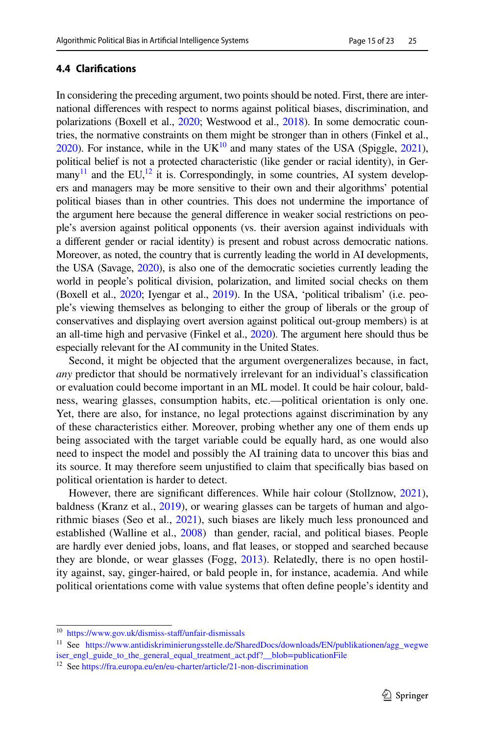### 4.4 Clarifications

In considering the preceding argument, two points should be noted. First, there are international differences with respect to norms against political biases, discrimination, and polarizations (Boxell et al., 2020; Westwood et al., 2018). In some democratic countries, the normative constraints on them might be stronger than in others (Finkel et al., 2020). For instance, while in the UK[10] and many states of the USA (Spiggle, 2021), political belief is not a protected characteristic (like gender or racial identity), in Germany[11] and the EU,[12] it is. Correspondingly, in some countries, AI system developers and managers may be more sensitive to their own and their algorithms' potential political biases than in other countries. This does not undermine the importance of the argument here because the general difference in weaker social restrictions on people's aversion against political opponents (vs. their aversion against individuals with a different gender or racial identity) is present and robust across democratic nations. Moreover, as noted, the country that is currently leading the world in AI developments, the USA (Savage, 2020), is also one of the democratic societies currently leading the world in people's political division, polarization, and limited social checks on them (Boxell et al., 2020; Iyengar et al., 2019). In the USA, 'political tribalism' (i.e. people's viewing themselves as belonging to either the group of liberals or the group of conservatives and displaying overt aversion against political out-group members) is at an all-time high and pervasive (Finkel et al., 2020). The argument here should thus be especially relevant for the AI community in the United States.

Second, it might be objected that the argument overgeneralizes because, in fact, *any* predictor that should be normatively irrelevant for an individual's classification or evaluation could become important in an ML model. It could be hair colour, baldness, wearing glasses, consumption habits, etc.—political orientation is only one. Yet, there are also, for instance, no legal protections against discrimination by any of these characteristics either. Moreover, probing whether any one of them ends up being associated with the target variable could be equally hard, as one would also need to inspect the model and possibly the AI training data to uncover this bias and its source. It may therefore seem unjustified to claim that specifically bias based on political orientation is harder to detect.

However, there are significant differences. While hair colour (Stollznow, 2021), baldness (Kranz et al., 2019), or wearing glasses can be targets of human and algorithmic biases (Seo et al., 2021), such biases are likely much less pronounced and established (Walline et al., 2008) than gender, racial, and political biases. People are hardly ever denied jobs, loans, and flat leases, or stopped and searched because they are blonde, or wear glasses (Fogg, 2013). Relatedly, there is no open hostility against, say, ginger-haired, or bald people in, for instance, academia. And while political orientations come with value systems that often define people's identity and

---

[10] https://www.gov.uk/dismiss-staff/unfair-dismissals

[11] See https://www.antidiskriminierungsstelle.de/SharedDocs/downloads/EN/publikationen/agg_wegweiser_engl_guide_to_the_general_equal_treatment_act.pdf?__blob=publicationFile

[12] See https://fra.europa.eu/en/eu-charter/article/21-non-discrimination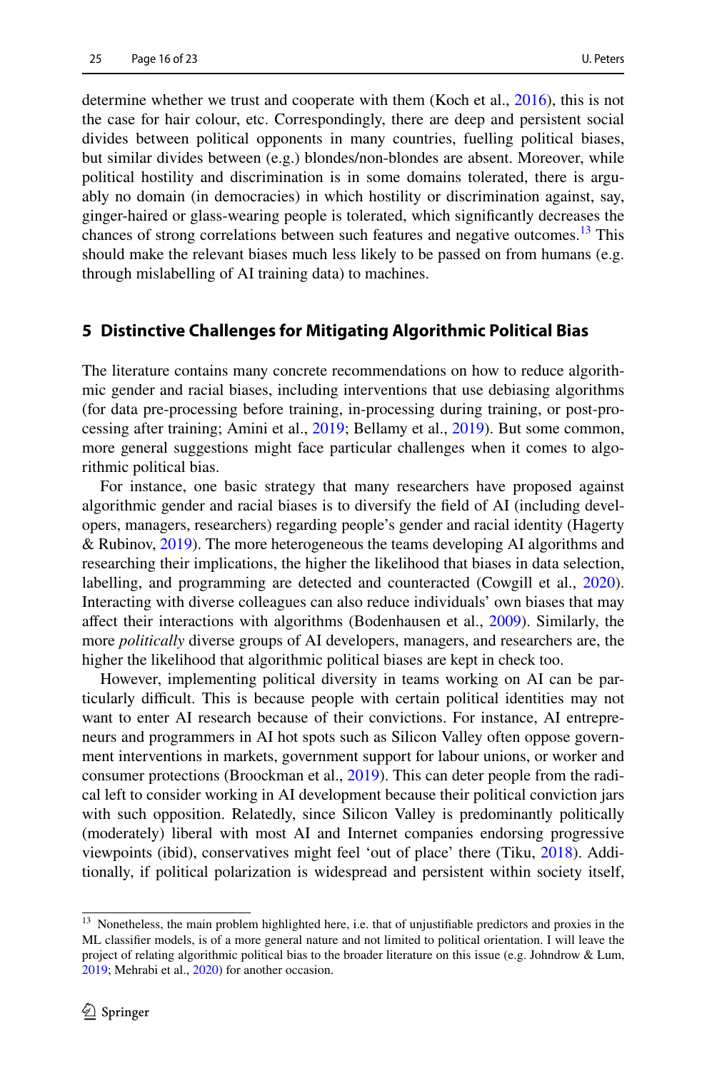determine whether we trust and cooperate with them (Koch et al., 2016), this is not the case for hair colour, etc. Correspondingly, there are deep and persistent social divides between political opponents in many countries, fuelling political biases, but similar divides between (e.g.) blondes/non-blondes are absent. Moreover, while political hostility and discrimination is in some domains tolerated, there is arguably no domain (in democracies) in which hostility or discrimination against, say, ginger-haired or glass-wearing people is tolerated, which significantly decreases the chances of strong correlations between such features and negative outcomes.[13] This should make the relevant biases much less likely to be passed on from humans (e.g. through mislabelling of AI training data) to machines.

## 5 Distinctive Challenges for Mitigating Algorithmic Political Bias

The literature contains many concrete recommendations on how to reduce algorithmic gender and racial biases, including interventions that use debiasing algorithms (for data pre-processing before training, in-processing during training, or post-processing after training; Amini et al., 2019; Bellamy et al., 2019). But some common, more general suggestions might face particular challenges when it comes to algorithmic political bias.

For instance, one basic strategy that many researchers have proposed against algorithmic gender and racial biases is to diversify the field of AI (including developers, managers, researchers) regarding people's gender and racial identity (Hagerty & Rubinov, 2019). The more heterogeneous the teams developing AI algorithms and researching their implications, the higher the likelihood that biases in data selection, labelling, and programming are detected and counteracted (Cowgill et al., 2020). Interacting with diverse colleagues can also reduce individuals' own biases that may affect their interactions with algorithms (Bodenhausen et al., 2009). Similarly, the more *politically* diverse groups of AI developers, managers, and researchers are, the higher the likelihood that algorithmic political biases are kept in check too.

However, implementing political diversity in teams working on AI can be particularly difficult. This is because people with certain political identities may not want to enter AI research because of their convictions. For instance, AI entrepreneurs and programmers in AI hot spots such as Silicon Valley often oppose government interventions in markets, government support for labour unions, or worker and consumer protections (Broockman et al., 2019). This can deter people from the radical left to consider working in AI development because their political conviction jars with such opposition. Relatedly, since Silicon Valley is predominantly politically (moderately) liberal with most AI and Internet companies endorsing progressive viewpoints (ibid), conservatives might feel 'out of place' there (Tiku, 2018). Additionally, if political polarization is widespread and persistent within society itself,

[13] Nonetheless, the main problem highlighted here, i.e. that of unjustifiable predictors and proxies in the ML classifier models, is of a more general nature and not limited to political orientation. I will leave the project of relating algorithmic political bias to the broader literature on this issue (e.g. Johndrow & Lum, 2019; Mehrabi et al., 2020) for another occasion.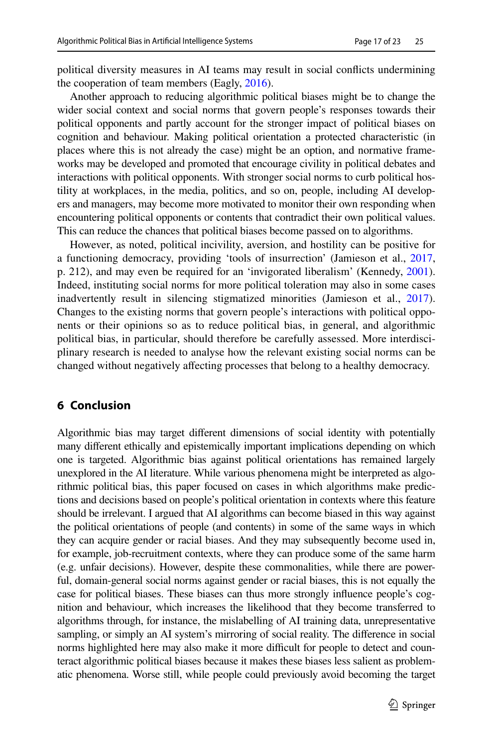political diversity measures in AI teams may result in social conflicts undermining the cooperation of team members (Eagly, 2016).

Another approach to reducing algorithmic political biases might be to change the wider social context and social norms that govern people's responses towards their political opponents and partly account for the stronger impact of political biases on cognition and behaviour. Making political orientation a protected characteristic (in places where this is not already the case) might be an option, and normative frameworks may be developed and promoted that encourage civility in political debates and interactions with political opponents. With stronger social norms to curb political hostility at workplaces, in the media, politics, and so on, people, including AI developers and managers, may become more motivated to monitor their own responding when encountering political opponents or contents that contradict their own political values. This can reduce the chances that political biases become passed on to algorithms.

However, as noted, political incivility, aversion, and hostility can be positive for a functioning democracy, providing 'tools of insurrection' (Jamieson et al., 2017, p. 212), and may even be required for an 'invigorated liberalism' (Kennedy, 2001). Indeed, instituting social norms for more political toleration may also in some cases inadvertently result in silencing stigmatized minorities (Jamieson et al., 2017). Changes to the existing norms that govern people's interactions with political opponents or their opinions so as to reduce political bias, in general, and algorithmic political bias, in particular, should therefore be carefully assessed. More interdisciplinary research is needed to analyse how the relevant existing social norms can be changed without negatively affecting processes that belong to a healthy democracy.

## 6 Conclusion

Algorithmic bias may target different dimensions of social identity with potentially many different ethically and epistemically important implications depending on which one is targeted. Algorithmic bias against political orientations has remained largely unexplored in the AI literature. While various phenomena might be interpreted as algorithmic political bias, this paper focused on cases in which algorithms make predictions and decisions based on people's political orientation in contexts where this feature should be irrelevant. I argued that AI algorithms can become biased in this way against the political orientations of people (and contents) in some of the same ways in which they can acquire gender or racial biases. And they may subsequently become used in, for example, job-recruitment contexts, where they can produce some of the same harm (e.g. unfair decisions). However, despite these commonalities, while there are powerful, domain-general social norms against gender or racial biases, this is not equally the case for political biases. These biases can thus more strongly influence people's cognition and behaviour, which increases the likelihood that they become transferred to algorithms through, for instance, the mislabelling of AI training data, unrepresentative sampling, or simply an AI system's mirroring of social reality. The difference in social norms highlighted here may also make it more difficult for people to detect and counteract algorithmic political biases because it makes these biases less salient as problematic phenomena. Worse still, while people could previously avoid becoming the target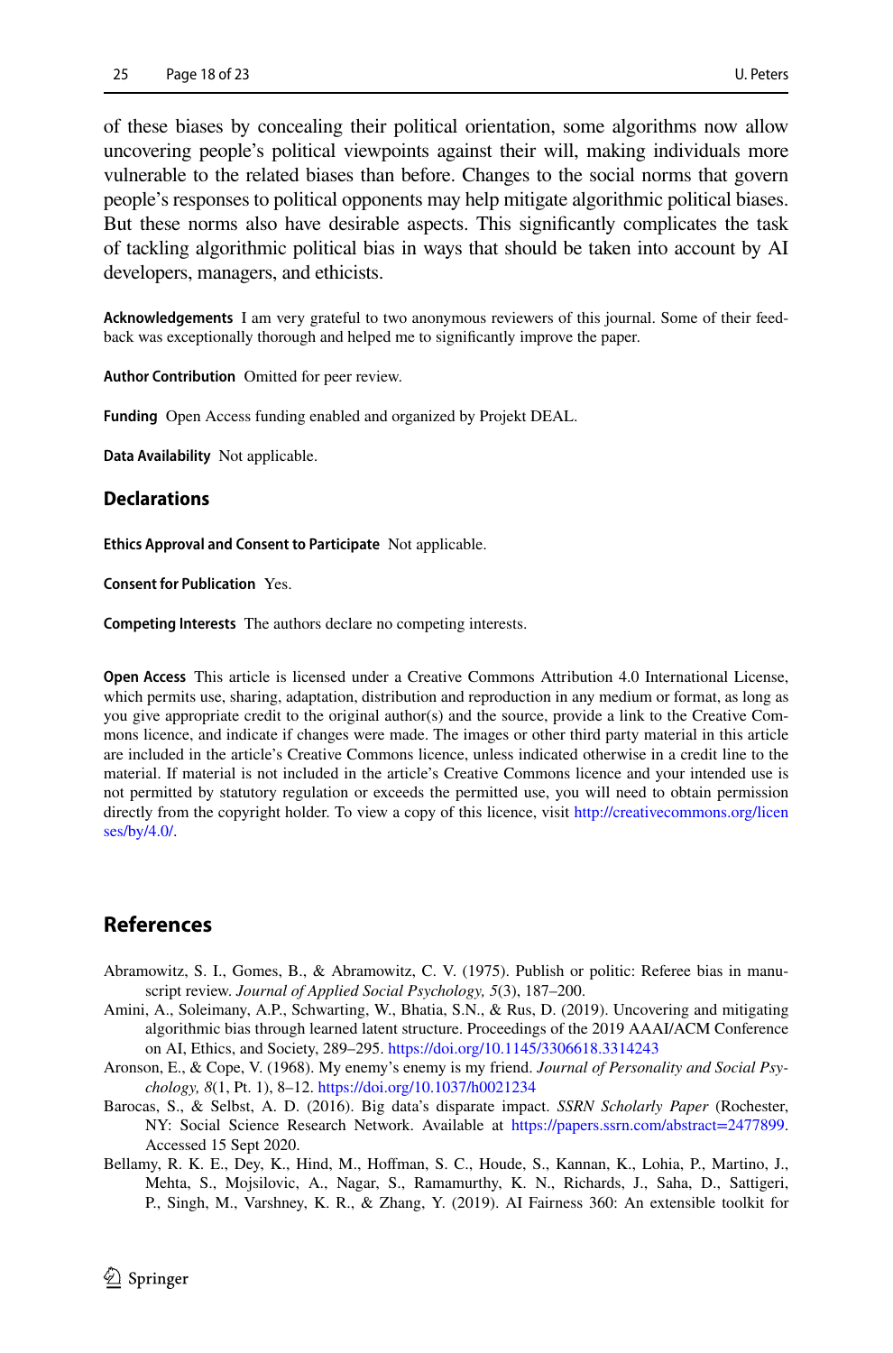of these biases by concealing their political orientation, some algorithms now allow uncovering people's political viewpoints against their will, making individuals more vulnerable to the related biases than before. Changes to the social norms that govern people's responses to political opponents may help mitigate algorithmic political biases. But these norms also have desirable aspects. This significantly complicates the task of tackling algorithmic political bias in ways that should be taken into account by AI developers, managers, and ethicists.

**Acknowledgements** I am very grateful to two anonymous reviewers of this journal. Some of their feedback was exceptionally thorough and helped me to significantly improve the paper.

**Author Contribution** Omitted for peer review.

**Funding** Open Access funding enabled and organized by Projekt DEAL.

**Data Availability** Not applicable.

## Declarations

**Ethics Approval and Consent to Participate** Not applicable.

**Consent for Publication** Yes.

**Competing Interests** The authors declare no competing interests.

**Open Access** This article is licensed under a Creative Commons Attribution 4.0 International License, which permits use, sharing, adaptation, distribution and reproduction in any medium or format, as long as you give appropriate credit to the original author(s) and the source, provide a link to the Creative Commons licence, and indicate if changes were made. The images or other third party material in this article are included in the article's Creative Commons licence, unless indicated otherwise in a credit line to the material. If material is not included in the article's Creative Commons licence and your intended use is not permitted by statutory regulation or exceeds the permitted use, you will need to obtain permission directly from the copyright holder. To view a copy of this licence, visit http://creativecommons.org/licenses/by/4.0/.

## References

Abramowitz, S. I., Gomes, B., & Abramowitz, C. V. (1975). Publish or politic: Referee bias in manuscript review. *Journal of Applied Social Psychology, 5*(3), 187–200.

Amini, A., Soleimany, A.P., Schwarting, W., Bhatia, S.N., & Rus, D. (2019). Uncovering and mitigating algorithmic bias through learned latent structure. Proceedings of the 2019 AAAI/ACM Conference on AI, Ethics, and Society, 289–295. https://doi.org/10.1145/3306618.3314243

Aronson, E., & Cope, V. (1968). My enemy's enemy is my friend. *Journal of Personality and Social Psychology, 8*(1, Pt. 1), 8–12. https://doi.org/10.1037/h0021234

Barocas, S., & Selbst, A. D. (2016). Big data's disparate impact. *SSRN Scholarly Paper* (Rochester, NY: Social Science Research Network. Available at https://papers.ssrn.com/abstract=2477899. Accessed 15 Sept 2020.

Bellamy, R. K. E., Dey, K., Hind, M., Hoffman, S. C., Houde, S., Kannan, K., Lohia, P., Martino, J., Mehta, S., Mojsilovic, A., Nagar, S., Ramamurthy, K. N., Richards, J., Saha, D., Sattigeri, P., Singh, M., Varshney, K. R., & Zhang, Y. (2019). AI Fairness 360: An extensible toolkit for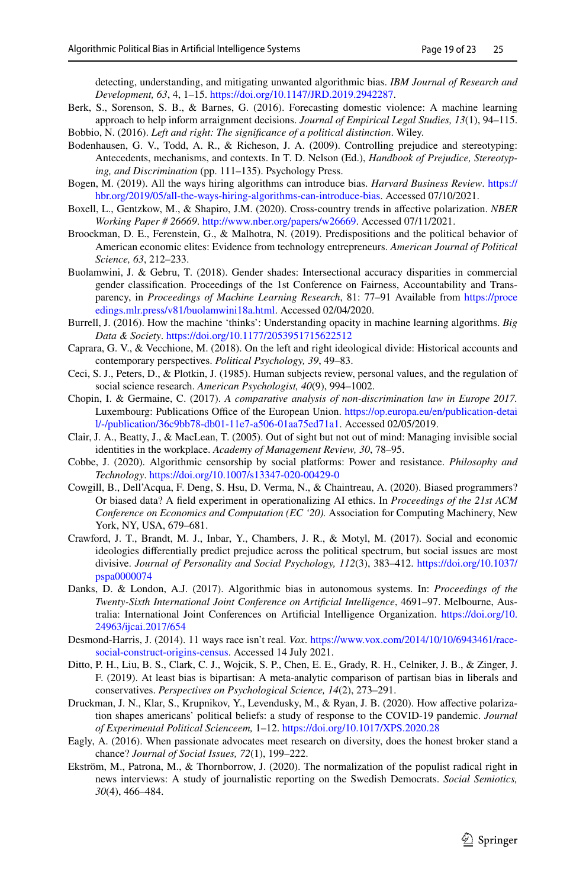detecting, understanding, and mitigating unwanted algorithmic bias. *IBM Journal of Research and Development, 63*, 4, 1–15. https://doi.org/10.1147/JRD.2019.2942287.

Berk, S., Sorenson, S. B., & Barnes, G. (2016). Forecasting domestic violence: A machine learning approach to help inform arraignment decisions. *Journal of Empirical Legal Studies, 13*(1), 94–115.

Bobbio, N. (2016). *Left and right: The significance of a political distinction*. Wiley.

Bodenhausen, G. V., Todd, A. R., & Richeson, J. A. (2009). Controlling prejudice and stereotyping: Antecedents, mechanisms, and contexts. In T. D. Nelson (Ed.), *Handbook of Prejudice, Stereotyping, and Discrimination* (pp. 111–135). Psychology Press.

Bogen, M. (2019). All the ways hiring algorithms can introduce bias. *Harvard Business Review*. https://hbr.org/2019/05/all-the-ways-hiring-algorithms-can-introduce-bias. Accessed 07/10/2021.

Boxell, L., Gentzkow, M., & Shapiro, J.M. (2020). Cross-country trends in affective polarization. *NBER Working Paper # 26669*. http://www.nber.org/papers/w26669. Accessed 07/11/2021.

Broockman, D. E., Ferenstein, G., & Malhotra, N. (2019). Predispositions and the political behavior of American economic elites: Evidence from technology entrepreneurs. *American Journal of Political Science, 63*, 212–233.

Buolamwini, J. & Gebru, T. (2018). Gender shades: Intersectional accuracy disparities in commercial gender classification. Proceedings of the 1st Conference on Fairness, Accountability and Transparency, in *Proceedings of Machine Learning Research*, 81: 77–91 Available from https://proceedings.mlr.press/v81/buolamwini18a.html. Accessed 02/04/2020.

Burrell, J. (2016). How the machine 'thinks': Understanding opacity in machine learning algorithms. *Big Data & Society*. https://doi.org/10.1177/2053951715622512

Caprara, G. V., & Vecchione, M. (2018). On the left and right ideological divide: Historical accounts and contemporary perspectives. *Political Psychology, 39*, 49–83.

Ceci, S. J., Peters, D., & Plotkin, J. (1985). Human subjects review, personal values, and the regulation of social science research. *American Psychologist, 40*(9), 994–1002.

Chopin, I. & Germaine, C. (2017). *A comparative analysis of non-discrimination law in Europe 2017.* Luxembourg: Publications Office of the European Union. https://op.europa.eu/en/publication-detail/-/publication/36c9bb78-db01-11e7-a506-01aa75ed71a1. Accessed 02/05/2019.

Clair, J. A., Beatty, J., & MacLean, T. (2005). Out of sight but not out of mind: Managing invisible social identities in the workplace. *Academy of Management Review, 30*, 78–95.

Cobbe, J. (2020). Algorithmic censorship by social platforms: Power and resistance. *Philosophy and Technology*. https://doi.org/10.1007/s13347-020-00429-0

Cowgill, B., Dell'Acqua, F. Deng, S. Hsu, D. Verma, N., & Chaintreau, A. (2020). Biased programmers? Or biased data? A field experiment in operationalizing AI ethics. In *Proceedings of the 21st ACM Conference on Economics and Computation (EC '20).* Association for Computing Machinery, New York, NY, USA, 679–681.

Crawford, J. T., Brandt, M. J., Inbar, Y., Chambers, J. R., & Motyl, M. (2017). Social and economic ideologies differentially predict prejudice across the political spectrum, but social issues are most divisive. *Journal of Personality and Social Psychology, 112*(3), 383–412. https://doi.org/10.1037/pspa0000074

Danks, D. & London, A.J. (2017). Algorithmic bias in autonomous systems. In: *Proceedings of the Twenty-Sixth International Joint Conference on Artificial Intelligence*, 4691–97. Melbourne, Australia: International Joint Conferences on Artificial Intelligence Organization. https://doi.org/10.24963/ijcai.2017/654

Desmond-Harris, J. (2014). 11 ways race isn't real. *Vox*. https://www.vox.com/2014/10/10/6943461/race-social-construct-origins-census. Accessed 14 July 2021.

Ditto, P. H., Liu, B. S., Clark, C. J., Wojcik, S. P., Chen, E. E., Grady, R. H., Celniker, J. B., & Zinger, J. F. (2019). At least bias is bipartisan: A meta-analytic comparison of partisan bias in liberals and conservatives. *Perspectives on Psychological Science, 14*(2), 273–291.

Druckman, J. N., Klar, S., Krupnikov, Y., Levendusky, M., & Ryan, J. B. (2020). How affective polarization shapes americans' political beliefs: a study of response to the COVID-19 pandemic. *Journal of Experimental Political Scienceem,* 1–12. https://doi.org/10.1017/XPS.2020.28

Eagly, A. (2016). When passionate advocates meet research on diversity, does the honest broker stand a chance? *Journal of Social Issues, 72*(1), 199–222.

Ekström, M., Patrona, M., & Thornborrow, J. (2020). The normalization of the populist radical right in news interviews: A study of journalistic reporting on the Swedish Democrats. *Social Semiotics, 30*(4), 466–484.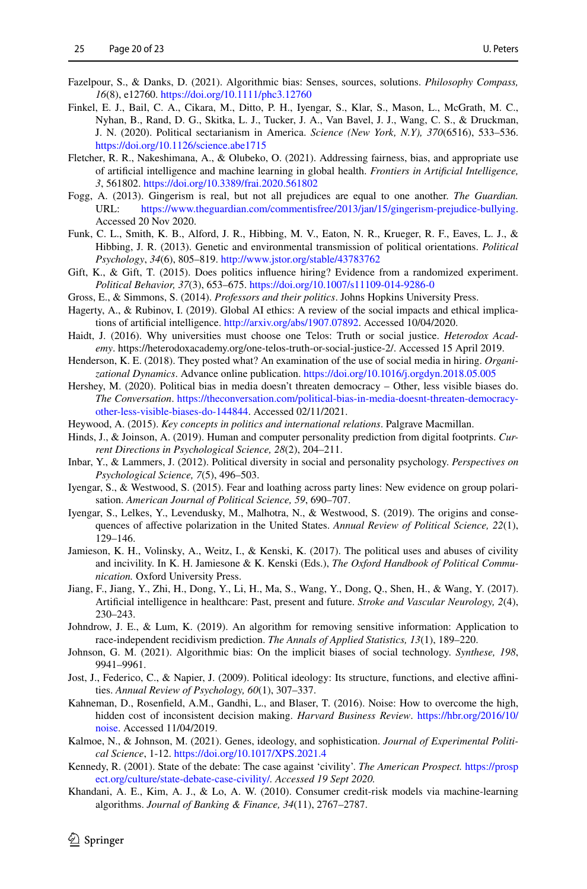Fazelpour, S., & Danks, D. (2021). Algorithmic bias: Senses, sources, solutions. *Philosophy Compass, 16*(8), e12760. https://doi.org/10.1111/phc3.12760

Finkel, E. J., Bail, C. A., Cikara, M., Ditto, P. H., Iyengar, S., Klar, S., Mason, L., McGrath, M. C., Nyhan, B., Rand, D. G., Skitka, L. J., Tucker, J. A., Van Bavel, J. J., Wang, C. S., & Druckman, J. N. (2020). Political sectarianism in America. *Science (New York, N.Y), 370*(6516), 533–536. https://doi.org/10.1126/science.abe1715

Fletcher, R. R., Nakeshimana, A., & Olubeko, O. (2021). Addressing fairness, bias, and appropriate use of artificial intelligence and machine learning in global health. *Frontiers in Artificial Intelligence, 3*, 561802. https://doi.org/10.3389/frai.2020.561802

Fogg, A. (2013). Gingerism is real, but not all prejudices are equal to one another. *The Guardian.* URL: https://www.theguardian.com/commentisfree/2013/jan/15/gingerism-prejudice-bullying. Accessed 20 Nov 2020.

Funk, C. L., Smith, K. B., Alford, J. R., Hibbing, M. V., Eaton, N. R., Krueger, R. F., Eaves, L. J., & Hibbing, J. R. (2013). Genetic and environmental transmission of political orientations. *Political Psychology*, *34*(6), 805–819. http://www.jstor.org/stable/43783762

Gift, K., & Gift, T. (2015). Does politics influence hiring? Evidence from a randomized experiment. *Political Behavior, 37*(3), 653–675. https://doi.org/10.1007/s11109-014-9286-0

Gross, E., & Simmons, S. (2014). *Professors and their politics*. Johns Hopkins University Press.

Hagerty, A., & Rubinov, I. (2019). Global AI ethics: A review of the social impacts and ethical implications of artificial intelligence. http://arxiv.org/abs/1907.07892. Accessed 10/04/2020.

Haidt, J. (2016). Why universities must choose one Telos: Truth or social justice. *Heterodox Academy*. https://heterodoxacademy.org/one-telos-truth-or-social-justice-2/. Accessed 15 April 2019.

Henderson, K. E. (2018). They posted what? An examination of the use of social media in hiring. *Organizational Dynamics*. Advance online publication. https://doi.org/10.1016/j.orgdyn.2018.05.005

Hershey, M. (2020). Political bias in media doesn't threaten democracy – Other, less visible biases do. *The Conversation*. https://theconversation.com/political-bias-in-media-doesnt-threaten-democracy-other-less-visible-biases-do-144844. Accessed 02/11/2021.

Heywood, A. (2015). *Key concepts in politics and international relations*. Palgrave Macmillan.

Hinds, J., & Joinson, A. (2019). Human and computer personality prediction from digital footprints. *Current Directions in Psychological Science, 28*(2), 204–211.

Inbar, Y., & Lammers, J. (2012). Political diversity in social and personality psychology. *Perspectives on Psychological Science, 7*(5), 496–503.

Iyengar, S., & Westwood, S. (2015). Fear and loathing across party lines: New evidence on group polarisation. *American Journal of Political Science, 59*, 690–707.

Iyengar, S., Lelkes, Y., Levendusky, M., Malhotra, N., & Westwood, S. (2019). The origins and consequences of affective polarization in the United States. *Annual Review of Political Science, 22*(1), 129–146.

Jamieson, K. H., Volinsky, A., Weitz, I., & Kenski, K. (2017). The political uses and abuses of civility and incivility. In K. H. Jamiesone & K. Kenski (Eds.), *The Oxford Handbook of Political Communication.* Oxford University Press.

Jiang, F., Jiang, Y., Zhi, H., Dong, Y., Li, H., Ma, S., Wang, Y., Dong, Q., Shen, H., & Wang, Y. (2017). Artificial intelligence in healthcare: Past, present and future. *Stroke and Vascular Neurology, 2*(4), 230–243.

Johndrow, J. E., & Lum, K. (2019). An algorithm for removing sensitive information: Application to race-independent recidivism prediction. *The Annals of Applied Statistics, 13*(1), 189–220.

Johnson, G. M. (2021). Algorithmic bias: On the implicit biases of social technology. *Synthese, 198*, 9941–9961.

Jost, J., Federico, C., & Napier, J. (2009). Political ideology: Its structure, functions, and elective affinities. *Annual Review of Psychology, 60*(1), 307–337.

Kahneman, D., Rosenfield, A.M., Gandhi, L., and Blaser, T. (2016). Noise: How to overcome the high, hidden cost of inconsistent decision making. *Harvard Business Review*. https://hbr.org/2016/10/noise. Accessed 11/04/2019.

Kalmoe, N., & Johnson, M. (2021). Genes, ideology, and sophistication. *Journal of Experimental Political Science*, 1-12. https://doi.org/10.1017/XPS.2021.4

Kennedy, R. (2001). State of the debate: The case against 'civility'. *The American Prospect.* https://prospect.org/culture/state-debate-case-civility/. *Accessed 19 Sept 2020.*

Khandani, A. E., Kim, A. J., & Lo, A. W. (2010). Consumer credit-risk models via machine-learning algorithms. *Journal of Banking & Finance, 34*(11), 2767–2787.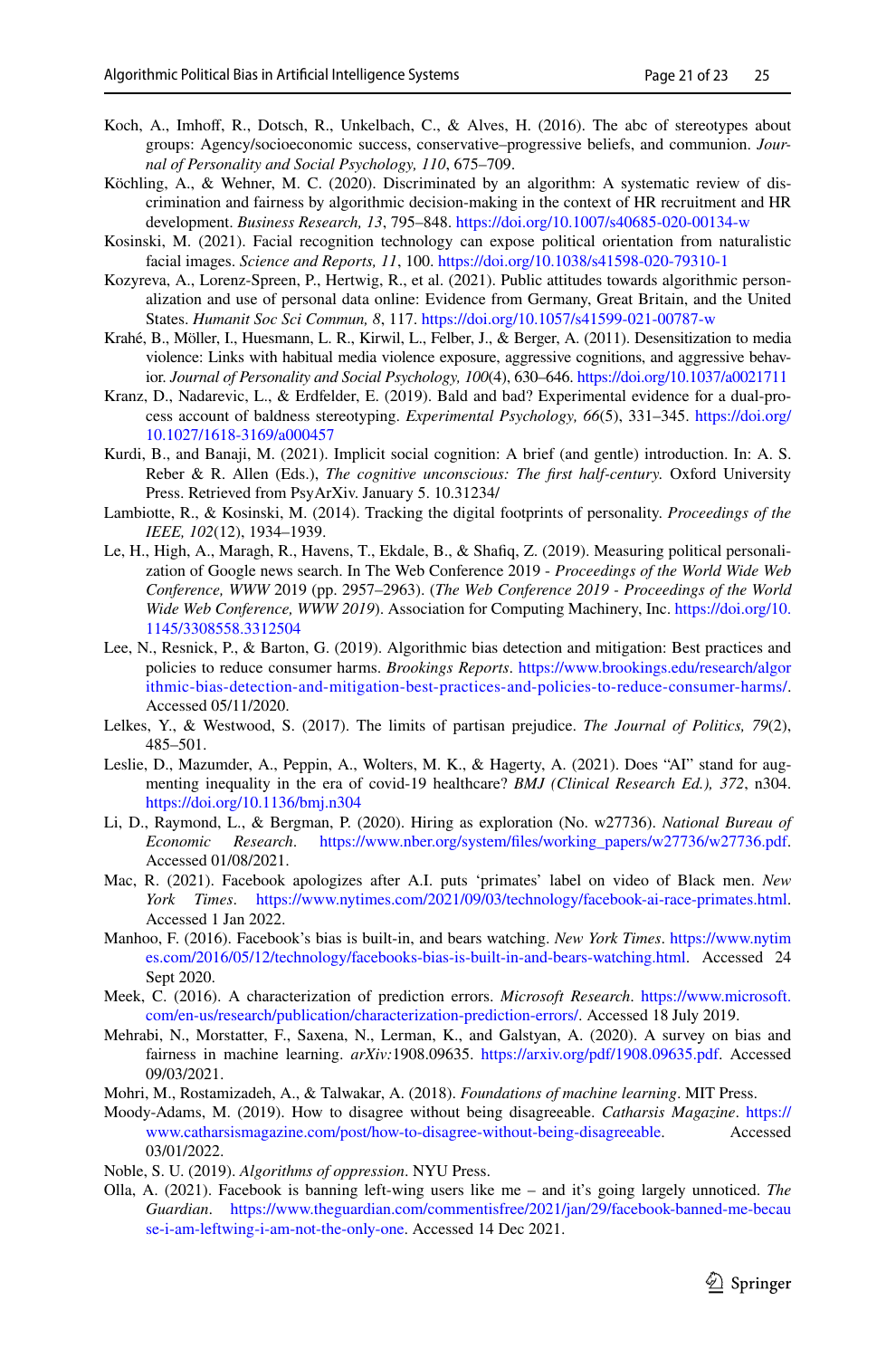Koch, A., Imhoff, R., Dotsch, R., Unkelbach, C., & Alves, H. (2016). The abc of stereotypes about groups: Agency/socioeconomic success, conservative–progressive beliefs, and communion. *Journal of Personality and Social Psychology, 110*, 675–709.

Köchling, A., & Wehner, M. C. (2020). Discriminated by an algorithm: A systematic review of discrimination and fairness by algorithmic decision-making in the context of HR recruitment and HR development. *Business Research, 13*, 795–848. https://doi.org/10.1007/s40685-020-00134-w

Kosinski, M. (2021). Facial recognition technology can expose political orientation from naturalistic facial images. *Science and Reports, 11*, 100. https://doi.org/10.1038/s41598-020-79310-1

Kozyreva, A., Lorenz-Spreen, P., Hertwig, R., et al. (2021). Public attitudes towards algorithmic personalization and use of personal data online: Evidence from Germany, Great Britain, and the United States. *Humanit Soc Sci Commun, 8*, 117. https://doi.org/10.1057/s41599-021-00787-w

Krahé, B., Möller, I., Huesmann, L. R., Kirwil, L., Felber, J., & Berger, A. (2011). Desensitization to media violence: Links with habitual media violence exposure, aggressive cognitions, and aggressive behavior. *Journal of Personality and Social Psychology, 100*(4), 630–646. https://doi.org/10.1037/a0021711

Kranz, D., Nadarevic, L., & Erdfelder, E. (2019). Bald and bad? Experimental evidence for a dual-process account of baldness stereotyping. *Experimental Psychology, 66*(5), 331–345. https://doi.org/10.1027/1618-3169/a000457

Kurdi, B., and Banaji, M. (2021). Implicit social cognition: A brief (and gentle) introduction. In: A. S. Reber & R. Allen (Eds.), *The cognitive unconscious: The first half-century*. Oxford University Press. Retrieved from PsyArXiv. January 5. 10.31234/

Lambiotte, R., & Kosinski, M. (2014). Tracking the digital footprints of personality. *Proceedings of the IEEE, 102*(12), 1934–1939.

Le, H., High, A., Maragh, R., Havens, T., Ekdale, B., & Shafiq, Z. (2019). Measuring political personalization of Google news search. In The Web Conference 2019 - *Proceedings of the World Wide Web Conference, WWW* 2019 (pp. 2957–2963). (*The Web Conference 2019 - Proceedings of the World Wide Web Conference, WWW 2019*). Association for Computing Machinery, Inc. https://doi.org/10.1145/3308558.3312504

Lee, N., Resnick, P., & Barton, G. (2019). Algorithmic bias detection and mitigation: Best practices and policies to reduce consumer harms. *Brookings Reports*. https://www.brookings.edu/research/algorithmic-bias-detection-and-mitigation-best-practices-and-policies-to-reduce-consumer-harms/. Accessed 05/11/2020.

Lelkes, Y., & Westwood, S. (2017). The limits of partisan prejudice. *The Journal of Politics, 79*(2), 485–501.

Leslie, D., Mazumder, A., Peppin, A., Wolters, M. K., & Hagerty, A. (2021). Does "AI" stand for augmenting inequality in the era of covid-19 healthcare? *BMJ (Clinical Research Ed.), 372*, n304. https://doi.org/10.1136/bmj.n304

Li, D., Raymond, L., & Bergman, P. (2020). Hiring as exploration (No. w27736). *National Bureau of Economic Research*. https://www.nber.org/system/files/working_papers/w27736/w27736.pdf. Accessed 01/08/2021.

Mac, R. (2021). Facebook apologizes after A.I. puts 'primates' label on video of Black men. *New York Times*. https://www.nytimes.com/2021/09/03/technology/facebook-ai-race-primates.html. Accessed 1 Jan 2022.

Manhoo, F. (2016). Facebook's bias is built-in, and bears watching. *New York Times*. https://www.nytimes.com/2016/05/12/technology/facebooks-bias-is-built-in-and-bears-watching.html. Accessed 24 Sept 2020.

Meek, C. (2016). A characterization of prediction errors. *Microsoft Research*. https://www.microsoft.com/en-us/research/publication/characterization-prediction-errors/. Accessed 18 July 2019.

Mehrabi, N., Morstatter, F., Saxena, N., Lerman, K., and Galstyan, A. (2020). A survey on bias and fairness in machine learning. *arXiv:*1908.09635. https://arxiv.org/pdf/1908.09635.pdf. Accessed 09/03/2021.

Mohri, M., Rostamizadeh, A., & Talwakar, A. (2018). *Foundations of machine learning*. MIT Press.

Moody-Adams, M. (2019). How to disagree without being disagreeable. *Catharsis Magazine*. https://www.catharsismagazine.com/post/how-to-disagree-without-being-disagreeable. Accessed 03/01/2022.

Noble, S. U. (2019). *Algorithms of oppression*. NYU Press.

Olla, A. (2021). Facebook is banning left-wing users like me – and it's going largely unnoticed. *The Guardian*. https://www.theguardian.com/commentisfree/2021/jan/29/facebook-banned-me-because-i-am-leftwing-i-am-not-the-only-one. Accessed 14 Dec 2021.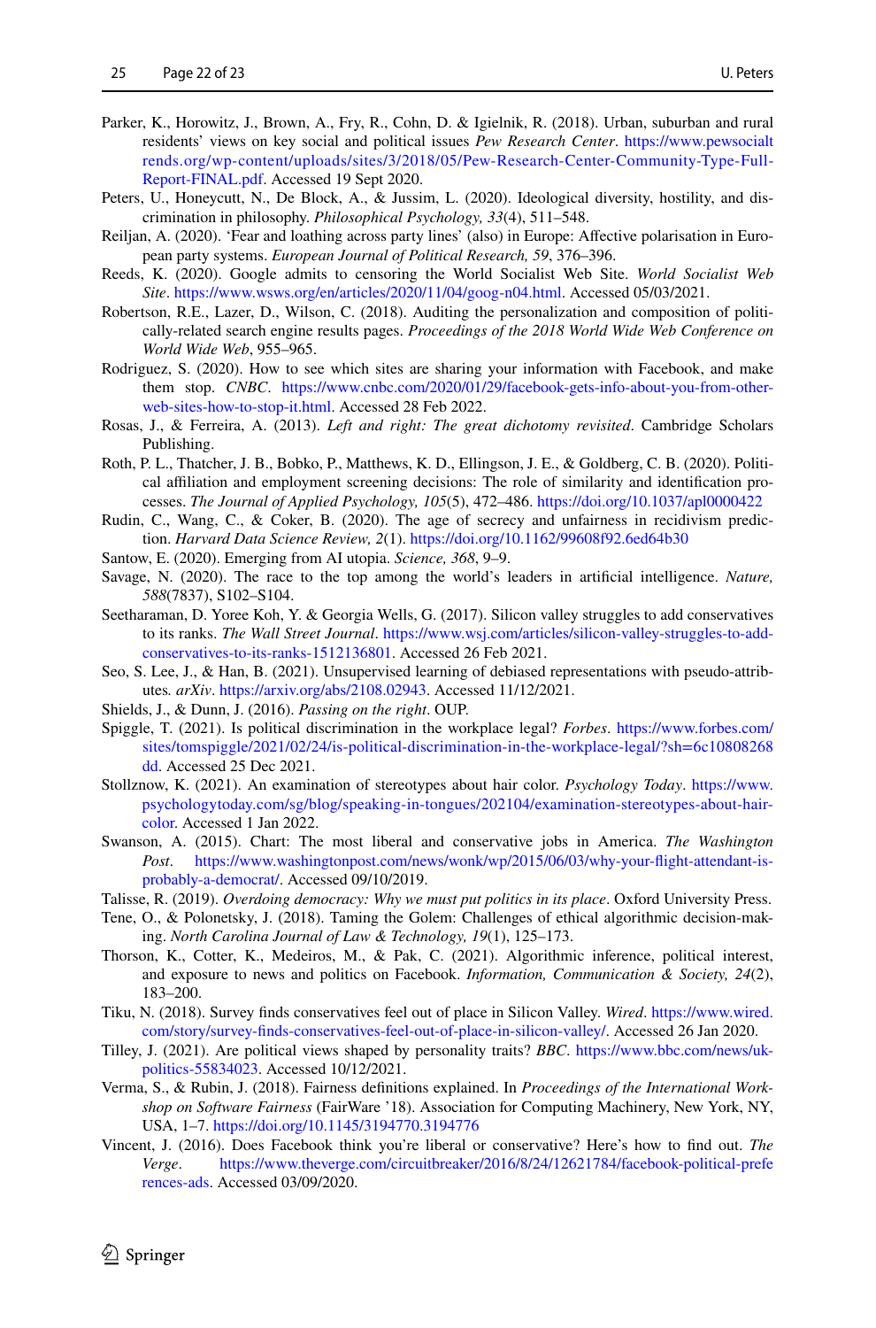Parker, K., Horowitz, J., Brown, A., Fry, R., Cohn, D. & Igielnik, R. (2018). Urban, suburban and rural residents' views on key social and political issues *Pew Research Center*. https://www.pewsocialtrends.org/wp-content/uploads/sites/3/2018/05/Pew-Research-Center-Community-Type-Full-Report-FINAL.pdf. Accessed 19 Sept 2020.

Peters, U., Honeycutt, N., De Block, A., & Jussim, L. (2020). Ideological diversity, hostility, and discrimination in philosophy. *Philosophical Psychology, 33*(4), 511–548.

Reiljan, A. (2020). 'Fear and loathing across party lines' (also) in Europe: Affective polarisation in European party systems. *European Journal of Political Research, 59*, 376–396.

Reeds, K. (2020). Google admits to censoring the World Socialist Web Site. *World Socialist Web Site*. https://www.wsws.org/en/articles/2020/11/04/goog-n04.html. Accessed 05/03/2021.

Robertson, R.E., Lazer, D., Wilson, C. (2018). Auditing the personalization and composition of politically-related search engine results pages. *Proceedings of the 2018 World Wide Web Conference on World Wide Web*, 955–965.

Rodriguez, S. (2020). How to see which sites are sharing your information with Facebook, and make them stop. *CNBC*. https://www.cnbc.com/2020/01/29/facebook-gets-info-about-you-from-other-web-sites-how-to-stop-it.html. Accessed 28 Feb 2022.

Rosas, J., & Ferreira, A. (2013). *Left and right: The great dichotomy revisited*. Cambridge Scholars Publishing.

Roth, P. L., Thatcher, J. B., Bobko, P., Matthews, K. D., Ellingson, J. E., & Goldberg, C. B. (2020). Political affiliation and employment screening decisions: The role of similarity and identification processes. *The Journal of Applied Psychology, 105*(5), 472–486. https://doi.org/10.1037/apl0000422

Rudin, C., Wang, C., & Coker, B. (2020). The age of secrecy and unfairness in recidivism prediction. *Harvard Data Science Review, 2*(1). https://doi.org/10.1162/99608f92.6ed64b30

Santow, E. (2020). Emerging from AI utopia. *Science, 368*, 9–9.

Savage, N. (2020). The race to the top among the world's leaders in artificial intelligence. *Nature, 588*(7837), S102–S104.

Seetharaman, D. Yoree Koh, Y. & Georgia Wells, G. (2017). Silicon valley struggles to add conservatives to its ranks. *The Wall Street Journal*. https://www.wsj.com/articles/silicon-valley-struggles-to-add-conservatives-to-its-ranks-1512136801. Accessed 26 Feb 2021.

Seo, S. Lee, J., & Han, B. (2021). Unsupervised learning of debiased representations with pseudo-attributes. *arXiv*. https://arxiv.org/abs/2108.02943. Accessed 11/12/2021.

Shields, J., & Dunn, J. (2016). *Passing on the right*. OUP.

Spiggle, T. (2021). Is political discrimination in the workplace legal? *Forbes*. https://www.forbes.com/sites/tomspiggle/2021/02/24/is-political-discrimination-in-the-workplace-legal/?sh=6c10808268dd. Accessed 25 Dec 2021.

Stollznow, K. (2021). An examination of stereotypes about hair color. *Psychology Today*. https://www.psychologytoday.com/sg/blog/speaking-in-tongues/202104/examination-stereotypes-about-hair-color. Accessed 1 Jan 2022.

Swanson, A. (2015). Chart: The most liberal and conservative jobs in America. *The Washington Post*. https://www.washingtonpost.com/news/wonk/wp/2015/06/03/why-your-flight-attendant-is-probably-a-democrat/. Accessed 09/10/2019.

Talisse, R. (2019). *Overdoing democracy: Why we must put politics in its place*. Oxford University Press.

Tene, O., & Polonetsky, J. (2018). Taming the Golem: Challenges of ethical algorithmic decision-making. *North Carolina Journal of Law & Technology, 19*(1), 125–173.

Thorson, K., Cotter, K., Medeiros, M., & Pak, C. (2021). Algorithmic inference, political interest, and exposure to news and politics on Facebook. *Information, Communication & Society, 24*(2), 183–200.

Tiku, N. (2018). Survey finds conservatives feel out of place in Silicon Valley. *Wired*. https://www.wired.com/story/survey-finds-conservatives-feel-out-of-place-in-silicon-valley/. Accessed 26 Jan 2020.

Tilley, J. (2021). Are political views shaped by personality traits? *BBC*. https://www.bbc.com/news/uk-politics-55834023. Accessed 10/12/2021.

Verma, S., & Rubin, J. (2018). Fairness definitions explained. In *Proceedings of the International Workshop on Software Fairness* (FairWare '18). Association for Computing Machinery, New York, NY, USA, 1–7. https://doi.org/10.1145/3194770.3194776

Vincent, J. (2016). Does Facebook think you're liberal or conservative? Here's how to find out. *The Verge*. https://www.theverge.com/circuitbreaker/2016/8/24/12621784/facebook-political-preferences-ads. Accessed 03/09/2020.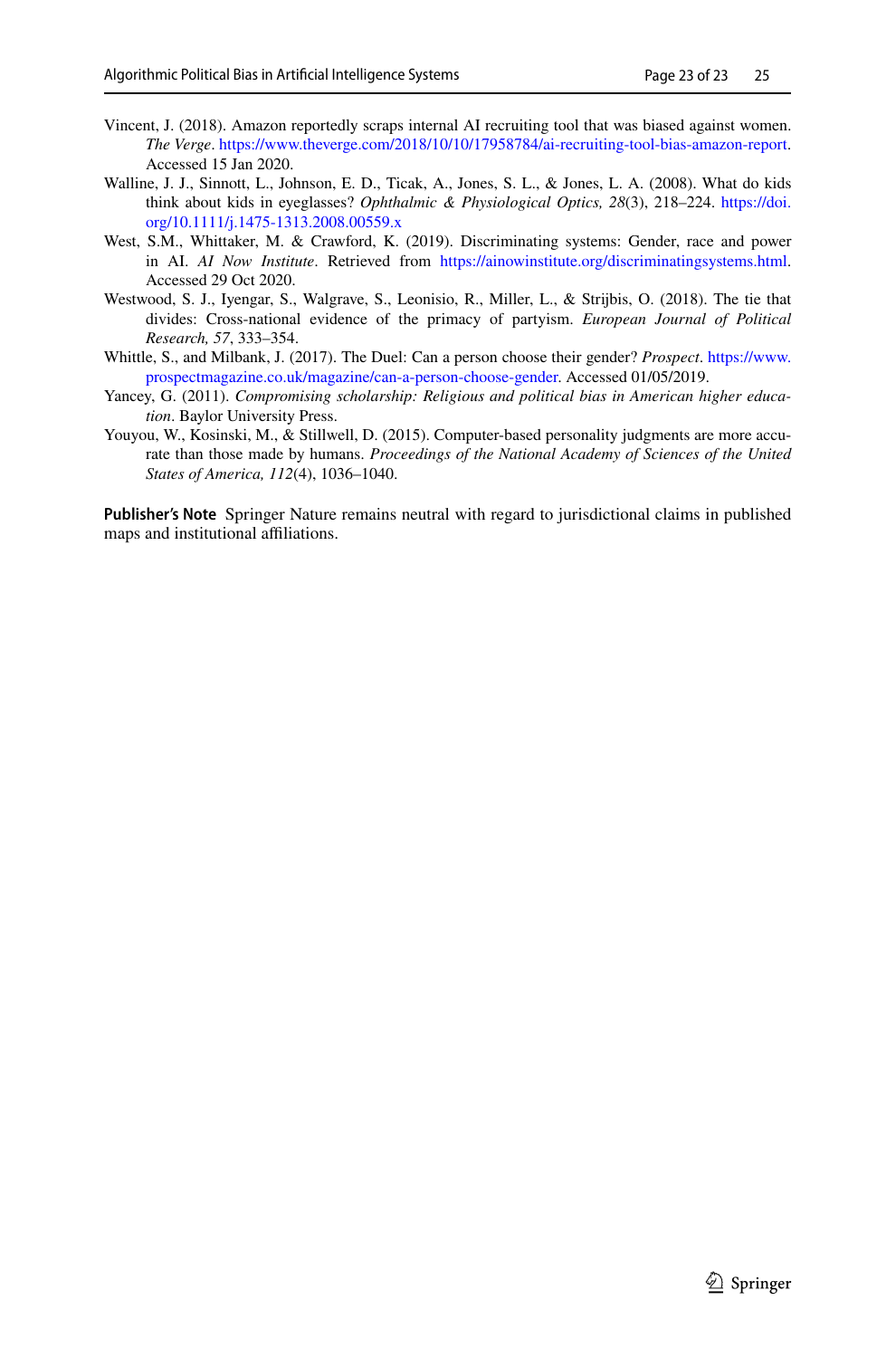Vincent, J. (2018). Amazon reportedly scraps internal AI recruiting tool that was biased against women. *The Verge*. https://www.theverge.com/2018/10/10/17958784/ai-recruiting-tool-bias-amazon-report. Accessed 15 Jan 2020.

Walline, J. J., Sinnott, L., Johnson, E. D., Ticak, A., Jones, S. L., & Jones, L. A. (2008). What do kids think about kids in eyeglasses? *Ophthalmic & Physiological Optics, 28*(3), 218–224. https://doi.org/10.1111/j.1475-1313.2008.00559.x

West, S.M., Whittaker, M. & Crawford, K. (2019). Discriminating systems: Gender, race and power in AI. *AI Now Institute*. Retrieved from https://ainowinstitute.org/discriminatingsystems.html. Accessed 29 Oct 2020.

Westwood, S. J., Iyengar, S., Walgrave, S., Leonisio, R., Miller, L., & Strijbis, O. (2018). The tie that divides: Cross-national evidence of the primacy of partyism. *European Journal of Political Research, 57*, 333–354.

Whittle, S., and Milbank, J. (2017). The Duel: Can a person choose their gender? *Prospect*. https://www.prospectmagazine.co.uk/magazine/can-a-person-choose-gender. Accessed 01/05/2019.

Yancey, G. (2011). *Compromising scholarship: Religious and political bias in American higher education*. Baylor University Press.

Youyou, W., Kosinski, M., & Stillwell, D. (2015). Computer-based personality judgments are more accurate than those made by humans. *Proceedings of the National Academy of Sciences of the United States of America, 112*(4), 1036–1040.

**Publisher's Note** Springer Nature remains neutral with regard to jurisdictional claims in published maps and institutional affiliations.